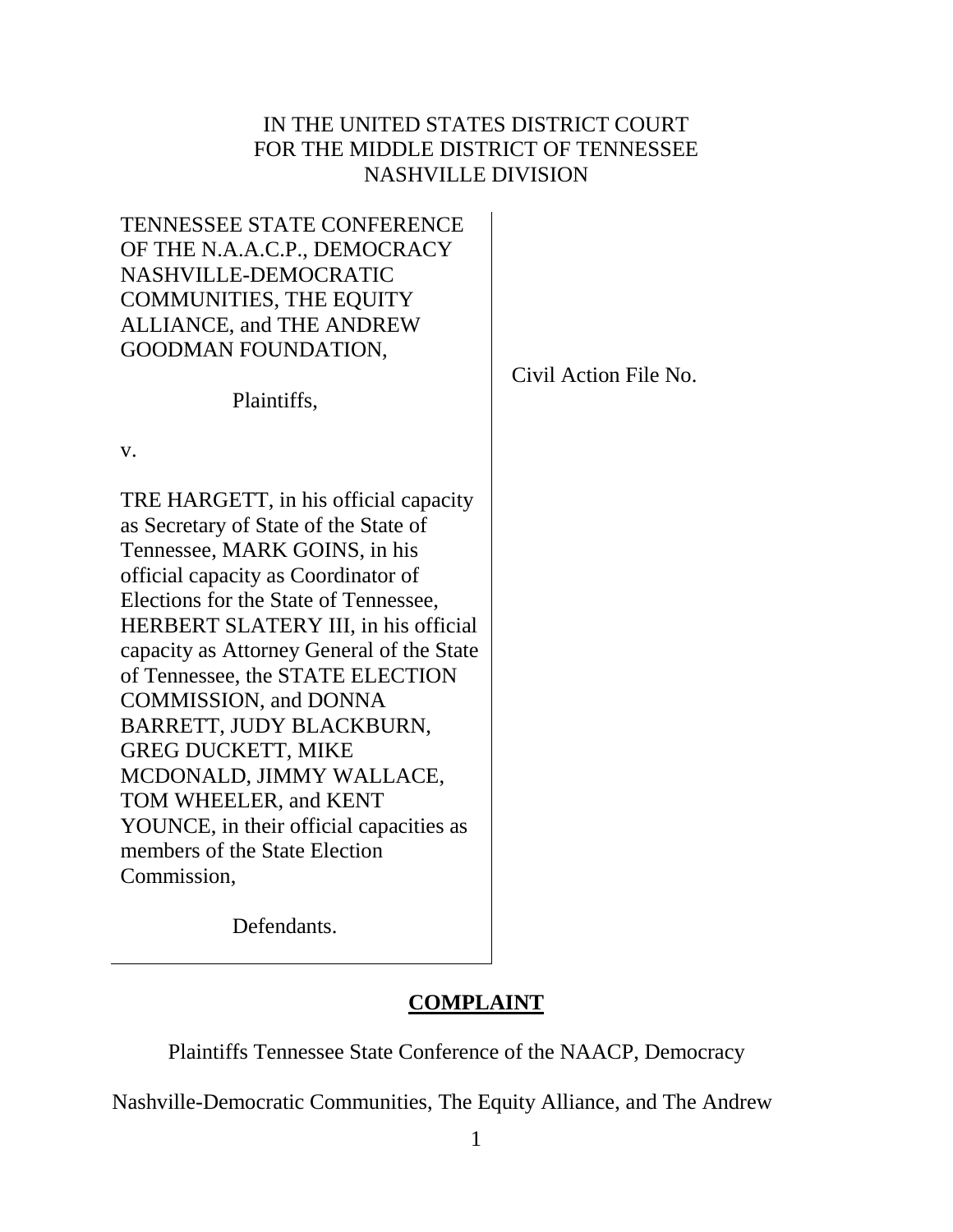IN THE UNITED STATES DISTRICT COURT
FOR THE MIDDLE DISTRICT OF TENNESSEE
NASHVILLE DIVISION

TENNESSEE STATE CONFERENCE OF THE N.A.A.C.P., DEMOCRACY NASHVILLE-DEMOCRATIC COMMUNITIES, THE EQUITY ALLIANCE, and THE ANDREW GOODMAN FOUNDATION,

Plaintiffs,

v.

TRE HARGETT, in his official capacity as Secretary of State of the State of Tennessee, MARK GOINS, in his official capacity as Coordinator of Elections for the State of Tennessee, HERBERT SLATERY III, in his official capacity as Attorney General of the State of Tennessee, the STATE ELECTION COMMISSION, and DONNA BARRETT, JUDY BLACKBURN, GREG DUCKETT, MIKE MCDONALD, JIMMY WALLACE, TOM WHEELER, and KENT YOUNCE, in their official capacities as members of the State Election Commission,

Defendants.

Civil Action File No.

## COMPLAINT

Plaintiffs Tennessee State Conference of the NAACP, Democracy Nashville-Democratic Communities, The Equity Alliance, and The Andrew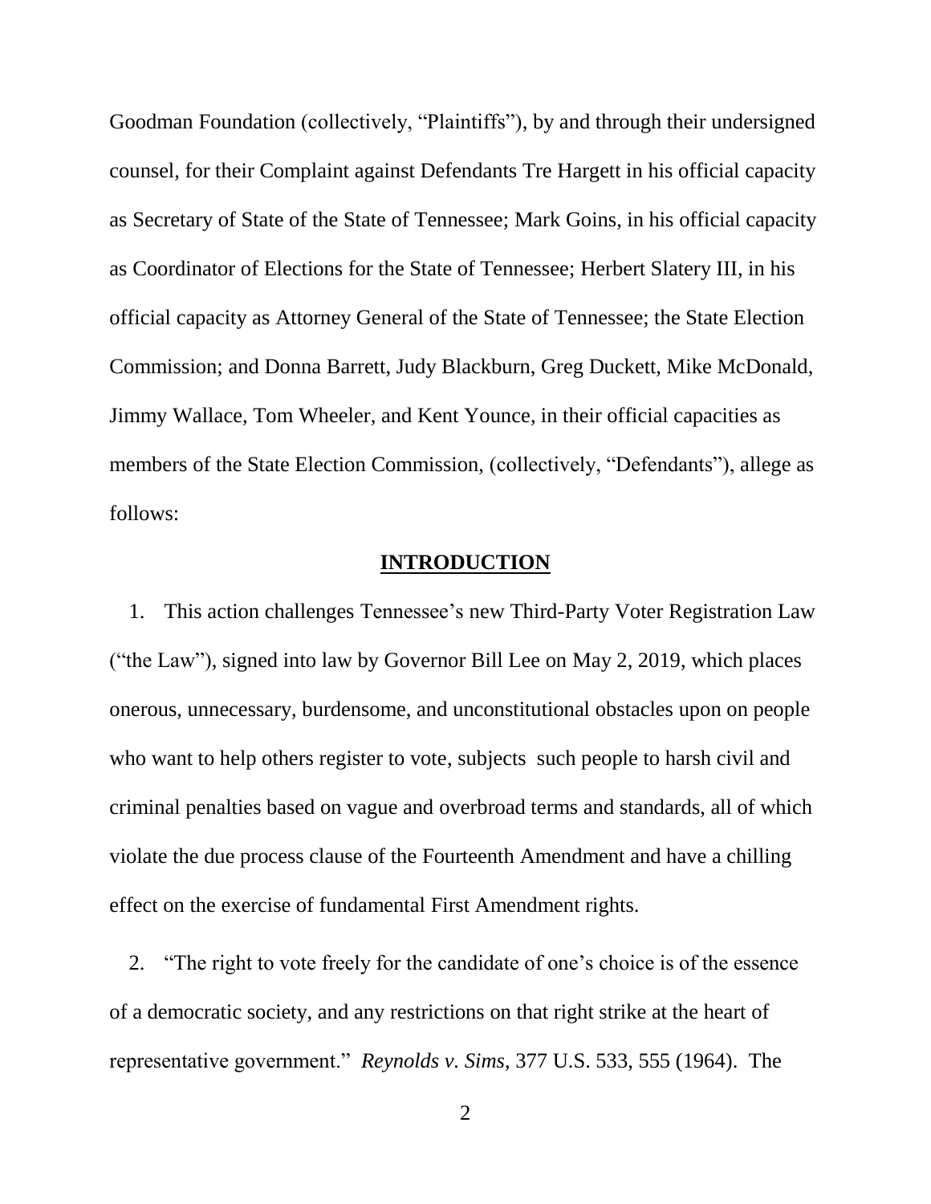Goodman Foundation (collectively, "Plaintiffs"), by and through their undersigned counsel, for their Complaint against Defendants Tre Hargett in his official capacity as Secretary of State of the State of Tennessee; Mark Goins, in his official capacity as Coordinator of Elections for the State of Tennessee; Herbert Slatery III, in his official capacity as Attorney General of the State of Tennessee; the State Election Commission; and Donna Barrett, Judy Blackburn, Greg Duckett, Mike McDonald, Jimmy Wallace, Tom Wheeler, and Kent Younce, in their official capacities as members of the State Election Commission, (collectively, "Defendants"), allege as follows:

## **INTRODUCTION**

1. This action challenges Tennessee's new Third-Party Voter Registration Law ("the Law"), signed into law by Governor Bill Lee on May 2, 2019, which places onerous, unnecessary, burdensome, and unconstitutional obstacles upon on people who want to help others register to vote, subjects such people to harsh civil and criminal penalties based on vague and overbroad terms and standards, all of which violate the due process clause of the Fourteenth Amendment and have a chilling effect on the exercise of fundamental First Amendment rights.

2. "The right to vote freely for the candidate of one's choice is of the essence of a democratic society, and any restrictions on that right strike at the heart of representative government." *Reynolds v. Sims*, 377 U.S. 533, 555 (1964). The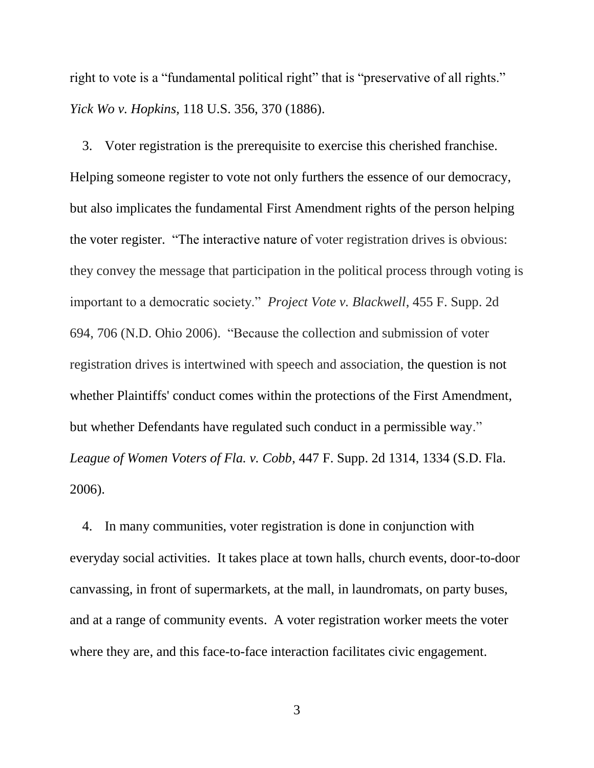right to vote is a "fundamental political right" that is "preservative of all rights." *Yick Wo v. Hopkins*, 118 U.S. 356, 370 (1886).

3. Voter registration is the prerequisite to exercise this cherished franchise. Helping someone register to vote not only furthers the essence of our democracy, but also implicates the fundamental First Amendment rights of the person helping the voter register. "The interactive nature of voter registration drives is obvious: they convey the message that participation in the political process through voting is important to a democratic society." *Project Vote v. Blackwell*, 455 F. Supp. 2d 694, 706 (N.D. Ohio 2006). "Because the collection and submission of voter registration drives is intertwined with speech and association, the question is not whether Plaintiffs' conduct comes within the protections of the First Amendment, but whether Defendants have regulated such conduct in a permissible way." *League of Women Voters of Fla. v. Cobb*, 447 F. Supp. 2d 1314, 1334 (S.D. Fla. 2006).

4. In many communities, voter registration is done in conjunction with everyday social activities. It takes place at town halls, church events, door-to-door canvassing, in front of supermarkets, at the mall, in laundromats, on party buses, and at a range of community events. A voter registration worker meets the voter where they are, and this face-to-face interaction facilitates civic engagement.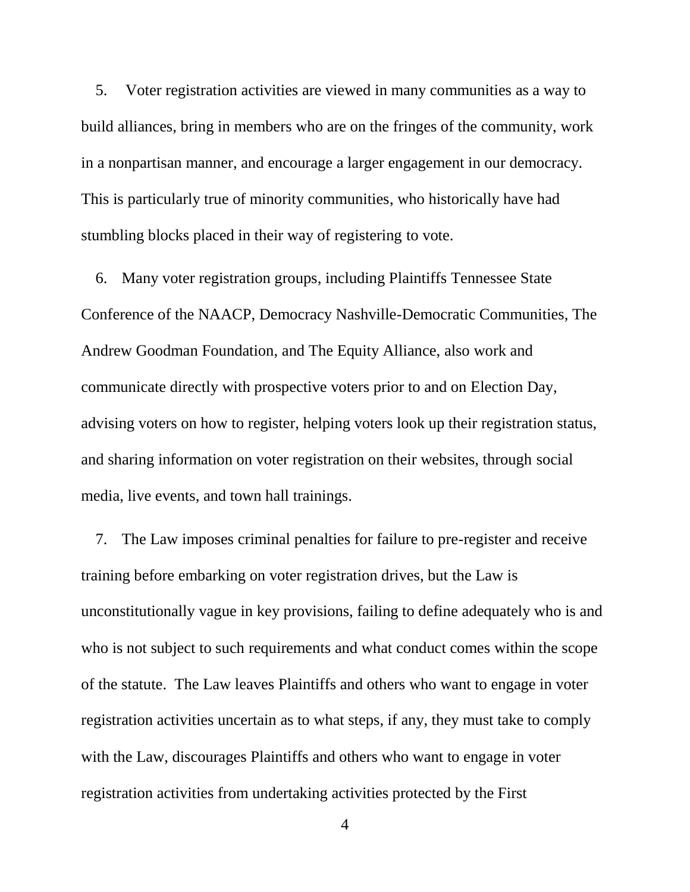5. Voter registration activities are viewed in many communities as a way to build alliances, bring in members who are on the fringes of the community, work in a nonpartisan manner, and encourage a larger engagement in our democracy. This is particularly true of minority communities, who historically have had stumbling blocks placed in their way of registering to vote.

6. Many voter registration groups, including Plaintiffs Tennessee State Conference of the NAACP, Democracy Nashville-Democratic Communities, The Andrew Goodman Foundation, and The Equity Alliance, also work and communicate directly with prospective voters prior to and on Election Day, advising voters on how to register, helping voters look up their registration status, and sharing information on voter registration on their websites, through social media, live events, and town hall trainings.

7. The Law imposes criminal penalties for failure to pre-register and receive training before embarking on voter registration drives, but the Law is unconstitutionally vague in key provisions, failing to define adequately who is and who is not subject to such requirements and what conduct comes within the scope of the statute. The Law leaves Plaintiffs and others who want to engage in voter registration activities uncertain as to what steps, if any, they must take to comply with the Law, discourages Plaintiffs and others who want to engage in voter registration activities from undertaking activities protected by the First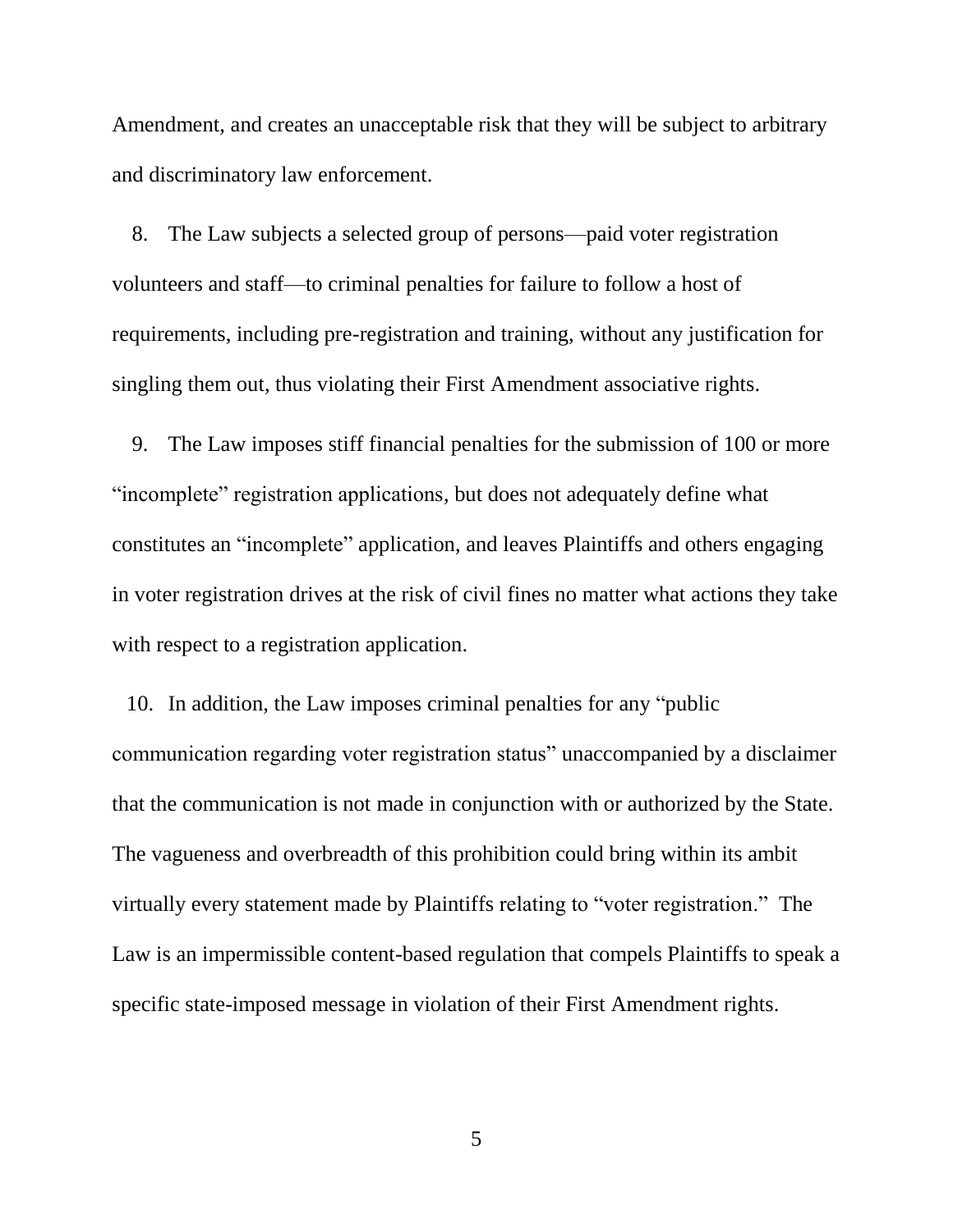Amendment, and creates an unacceptable risk that they will be subject to arbitrary and discriminatory law enforcement.

8. The Law subjects a selected group of persons—paid voter registration volunteers and staff—to criminal penalties for failure to follow a host of requirements, including pre-registration and training, without any justification for singling them out, thus violating their First Amendment associative rights.

9. The Law imposes stiff financial penalties for the submission of 100 or more "incomplete" registration applications, but does not adequately define what constitutes an "incomplete" application, and leaves Plaintiffs and others engaging in voter registration drives at the risk of civil fines no matter what actions they take with respect to a registration application.

10. In addition, the Law imposes criminal penalties for any "public communication regarding voter registration status" unaccompanied by a disclaimer that the communication is not made in conjunction with or authorized by the State. The vagueness and overbreadth of this prohibition could bring within its ambit virtually every statement made by Plaintiffs relating to "voter registration." The Law is an impermissible content-based regulation that compels Plaintiffs to speak a specific state-imposed message in violation of their First Amendment rights.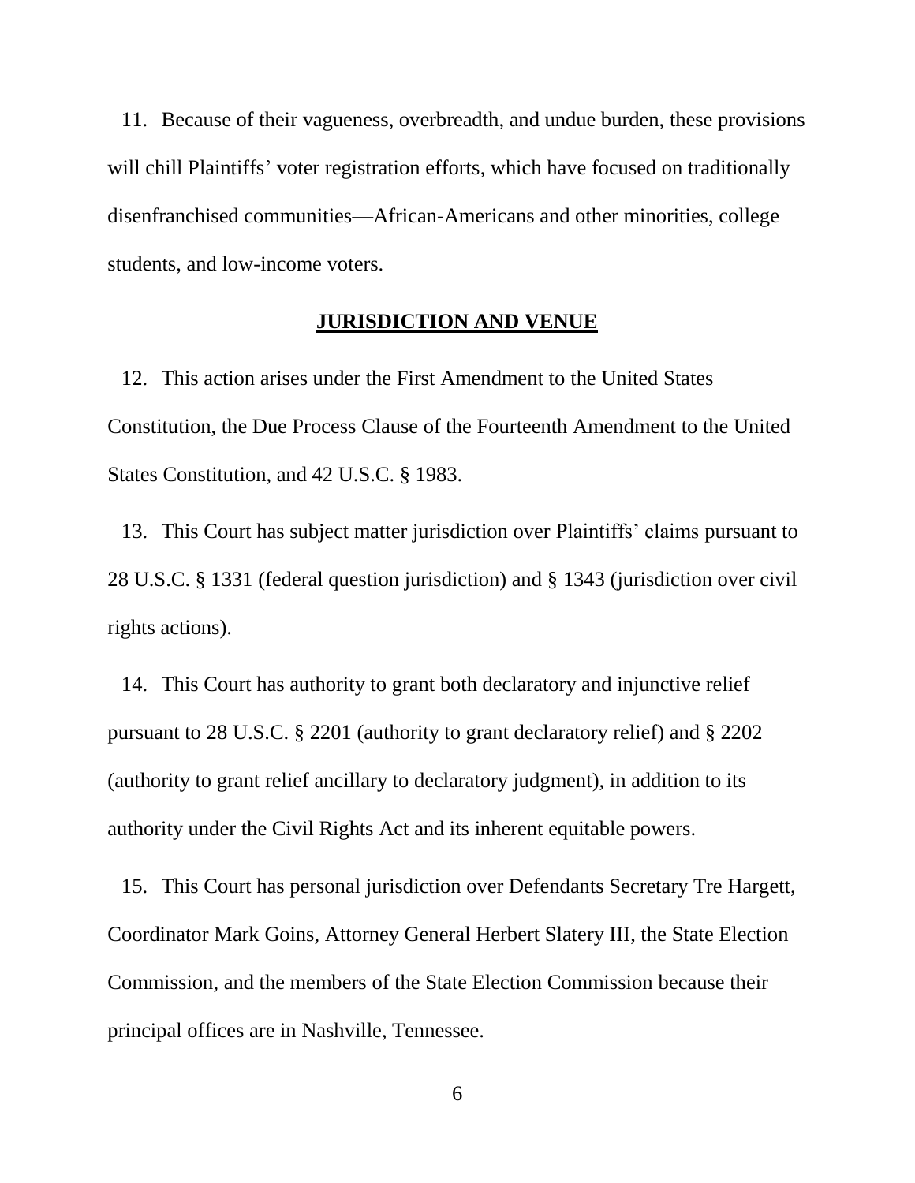11. Because of their vagueness, overbreadth, and undue burden, these provisions will chill Plaintiffs' voter registration efforts, which have focused on traditionally disenfranchised communities—African-Americans and other minorities, college students, and low-income voters.

## JURISDICTION AND VENUE

12. This action arises under the First Amendment to the United States Constitution, the Due Process Clause of the Fourteenth Amendment to the United States Constitution, and 42 U.S.C. § 1983.

13. This Court has subject matter jurisdiction over Plaintiffs' claims pursuant to 28 U.S.C. § 1331 (federal question jurisdiction) and § 1343 (jurisdiction over civil rights actions).

14. This Court has authority to grant both declaratory and injunctive relief pursuant to 28 U.S.C. § 2201 (authority to grant declaratory relief) and § 2202 (authority to grant relief ancillary to declaratory judgment), in addition to its authority under the Civil Rights Act and its inherent equitable powers.

15. This Court has personal jurisdiction over Defendants Secretary Tre Hargett, Coordinator Mark Goins, Attorney General Herbert Slatery III, the State Election Commission, and the members of the State Election Commission because their principal offices are in Nashville, Tennessee.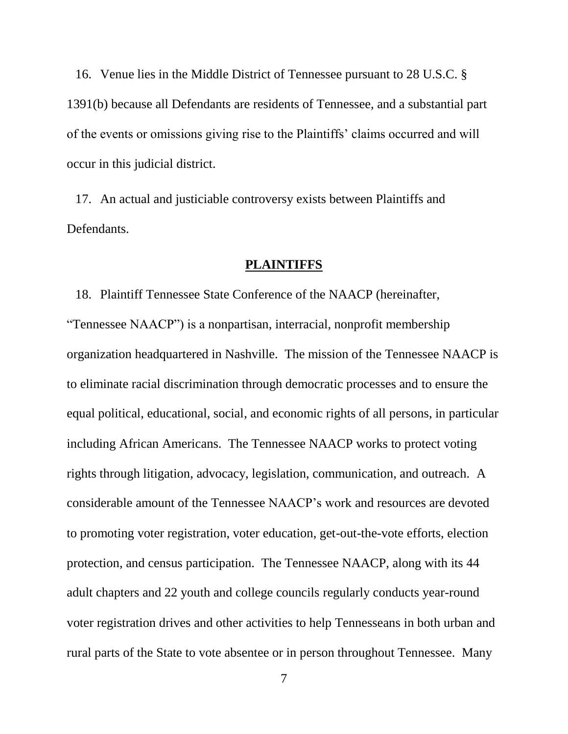16. Venue lies in the Middle District of Tennessee pursuant to 28 U.S.C. § 1391(b) because all Defendants are residents of Tennessee, and a substantial part of the events or omissions giving rise to the Plaintiffs' claims occurred and will occur in this judicial district.

17. An actual and justiciable controversy exists between Plaintiffs and Defendants.

## PLAINTIFFS

18. Plaintiff Tennessee State Conference of the NAACP (hereinafter, "Tennessee NAACP") is a nonpartisan, interracial, nonprofit membership organization headquartered in Nashville. The mission of the Tennessee NAACP is to eliminate racial discrimination through democratic processes and to ensure the equal political, educational, social, and economic rights of all persons, in particular including African Americans. The Tennessee NAACP works to protect voting rights through litigation, advocacy, legislation, communication, and outreach. A considerable amount of the Tennessee NAACP's work and resources are devoted to promoting voter registration, voter education, get-out-the-vote efforts, election protection, and census participation. The Tennessee NAACP, along with its 44 adult chapters and 22 youth and college councils regularly conducts year-round voter registration drives and other activities to help Tennesseans in both urban and rural parts of the State to vote absentee or in person throughout Tennessee. Many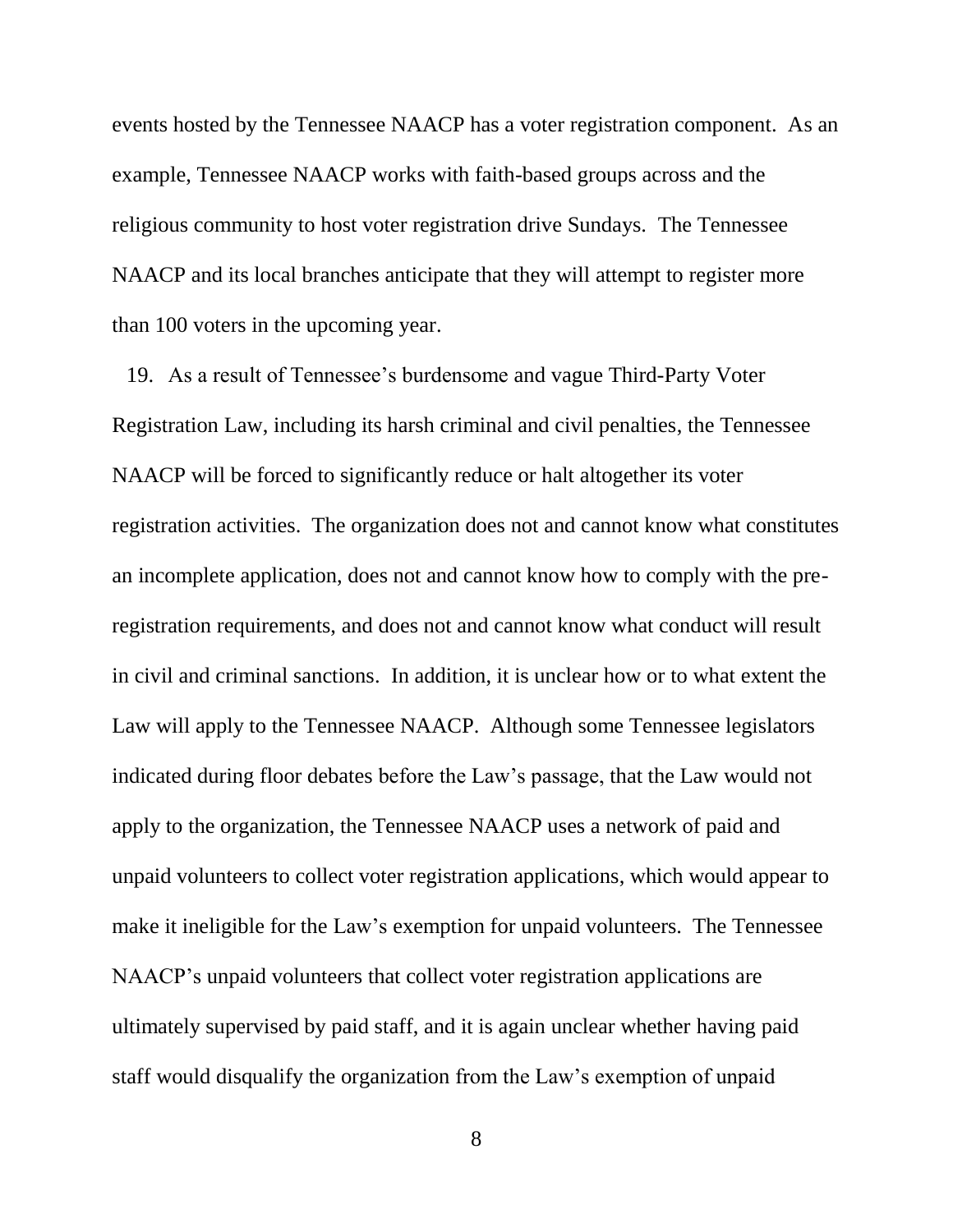events hosted by the Tennessee NAACP has a voter registration component. As an example, Tennessee NAACP works with faith-based groups across and the religious community to host voter registration drive Sundays. The Tennessee NAACP and its local branches anticipate that they will attempt to register more than 100 voters in the upcoming year.

19. As a result of Tennessee's burdensome and vague Third-Party Voter Registration Law, including its harsh criminal and civil penalties, the Tennessee NAACP will be forced to significantly reduce or halt altogether its voter registration activities. The organization does not and cannot know what constitutes an incomplete application, does not and cannot know how to comply with the pre-registration requirements, and does not and cannot know what conduct will result in civil and criminal sanctions. In addition, it is unclear how or to what extent the Law will apply to the Tennessee NAACP. Although some Tennessee legislators indicated during floor debates before the Law's passage, that the Law would not apply to the organization, the Tennessee NAACP uses a network of paid and unpaid volunteers to collect voter registration applications, which would appear to make it ineligible for the Law's exemption for unpaid volunteers. The Tennessee NAACP's unpaid volunteers that collect voter registration applications are ultimately supervised by paid staff, and it is again unclear whether having paid staff would disqualify the organization from the Law's exemption of unpaid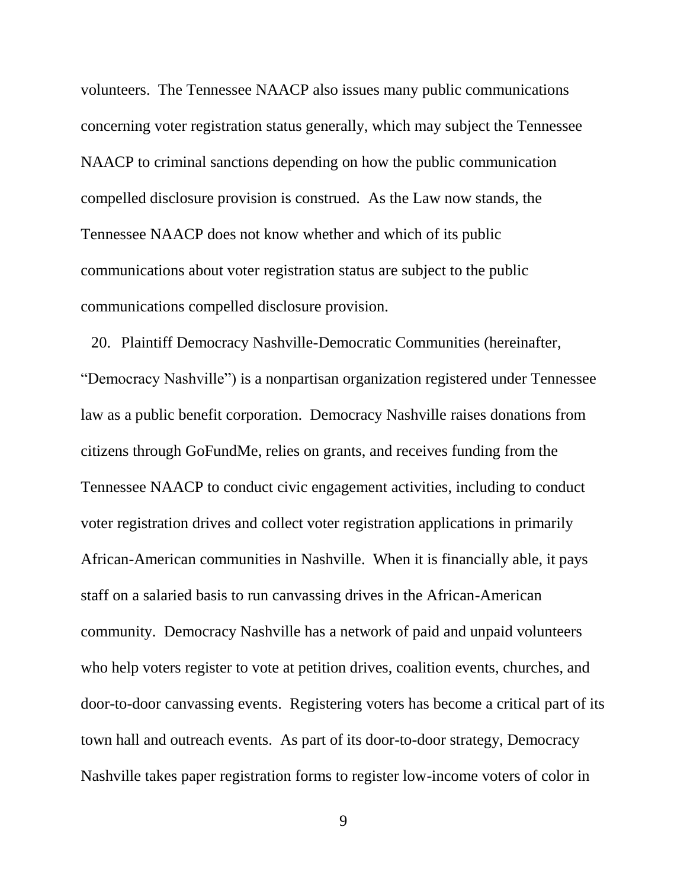volunteers. The Tennessee NAACP also issues many public communications concerning voter registration status generally, which may subject the Tennessee NAACP to criminal sanctions depending on how the public communication compelled disclosure provision is construed. As the Law now stands, the Tennessee NAACP does not know whether and which of its public communications about voter registration status are subject to the public communications compelled disclosure provision.

20. Plaintiff Democracy Nashville-Democratic Communities (hereinafter, "Democracy Nashville") is a nonpartisan organization registered under Tennessee law as a public benefit corporation. Democracy Nashville raises donations from citizens through GoFundMe, relies on grants, and receives funding from the Tennessee NAACP to conduct civic engagement activities, including to conduct voter registration drives and collect voter registration applications in primarily African-American communities in Nashville. When it is financially able, it pays staff on a salaried basis to run canvassing drives in the African-American community. Democracy Nashville has a network of paid and unpaid volunteers who help voters register to vote at petition drives, coalition events, churches, and door-to-door canvassing events. Registering voters has become a critical part of its town hall and outreach events. As part of its door-to-door strategy, Democracy Nashville takes paper registration forms to register low-income voters of color in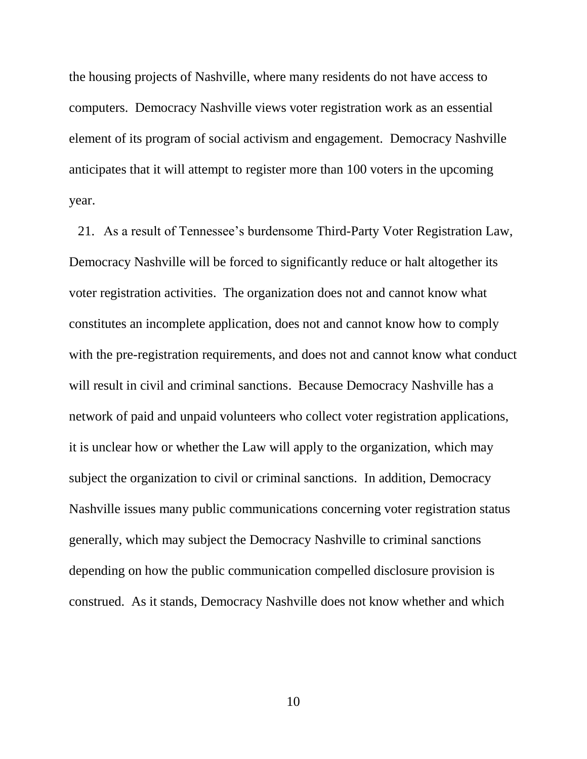the housing projects of Nashville, where many residents do not have access to computers. Democracy Nashville views voter registration work as an essential element of its program of social activism and engagement. Democracy Nashville anticipates that it will attempt to register more than 100 voters in the upcoming year.

21. As a result of Tennessee's burdensome Third-Party Voter Registration Law, Democracy Nashville will be forced to significantly reduce or halt altogether its voter registration activities. The organization does not and cannot know what constitutes an incomplete application, does not and cannot know how to comply with the pre-registration requirements, and does not and cannot know what conduct will result in civil and criminal sanctions. Because Democracy Nashville has a network of paid and unpaid volunteers who collect voter registration applications, it is unclear how or whether the Law will apply to the organization, which may subject the organization to civil or criminal sanctions. In addition, Democracy Nashville issues many public communications concerning voter registration status generally, which may subject the Democracy Nashville to criminal sanctions depending on how the public communication compelled disclosure provision is construed. As it stands, Democracy Nashville does not know whether and which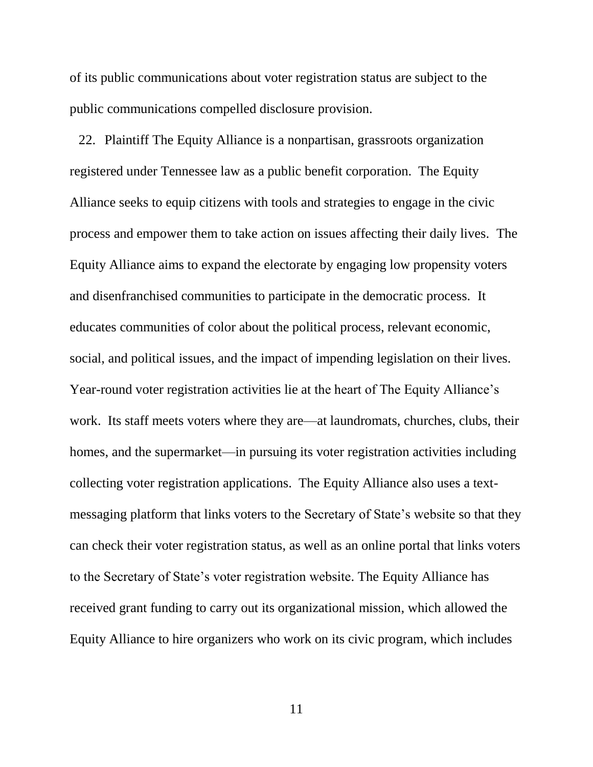of its public communications about voter registration status are subject to the public communications compelled disclosure provision.

22. Plaintiff The Equity Alliance is a nonpartisan, grassroots organization registered under Tennessee law as a public benefit corporation. The Equity Alliance seeks to equip citizens with tools and strategies to engage in the civic process and empower them to take action on issues affecting their daily lives. The Equity Alliance aims to expand the electorate by engaging low propensity voters and disenfranchised communities to participate in the democratic process. It educates communities of color about the political process, relevant economic, social, and political issues, and the impact of impending legislation on their lives. Year-round voter registration activities lie at the heart of The Equity Alliance's work. Its staff meets voters where they are—at laundromats, churches, clubs, their homes, and the supermarket—in pursuing its voter registration activities including collecting voter registration applications. The Equity Alliance also uses a text-messaging platform that links voters to the Secretary of State's website so that they can check their voter registration status, as well as an online portal that links voters to the Secretary of State's voter registration website. The Equity Alliance has received grant funding to carry out its organizational mission, which allowed the Equity Alliance to hire organizers who work on its civic program, which includes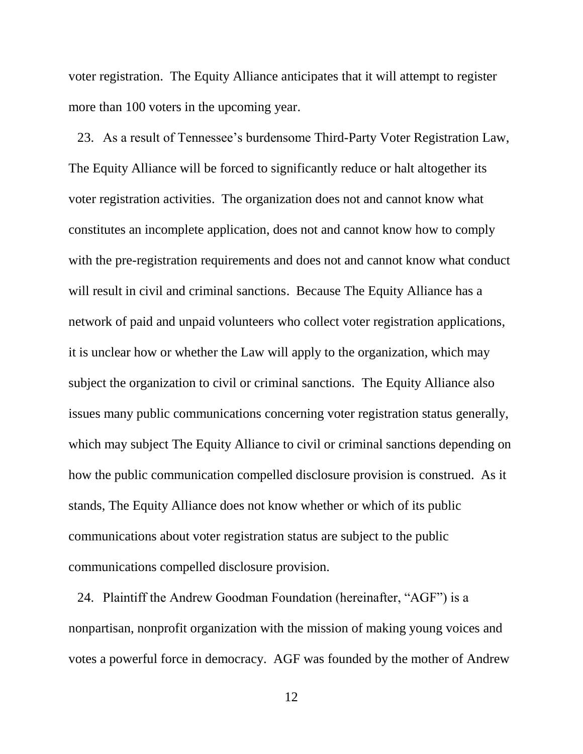voter registration. The Equity Alliance anticipates that it will attempt to register more than 100 voters in the upcoming year.

23. As a result of Tennessee's burdensome Third-Party Voter Registration Law, The Equity Alliance will be forced to significantly reduce or halt altogether its voter registration activities. The organization does not and cannot know what constitutes an incomplete application, does not and cannot know how to comply with the pre-registration requirements and does not and cannot know what conduct will result in civil and criminal sanctions. Because The Equity Alliance has a network of paid and unpaid volunteers who collect voter registration applications, it is unclear how or whether the Law will apply to the organization, which may subject the organization to civil or criminal sanctions. The Equity Alliance also issues many public communications concerning voter registration status generally, which may subject The Equity Alliance to civil or criminal sanctions depending on how the public communication compelled disclosure provision is construed. As it stands, The Equity Alliance does not know whether or which of its public communications about voter registration status are subject to the public communications compelled disclosure provision.

24. Plaintiff the Andrew Goodman Foundation (hereinafter, "AGF") is a nonpartisan, nonprofit organization with the mission of making young voices and votes a powerful force in democracy. AGF was founded by the mother of Andrew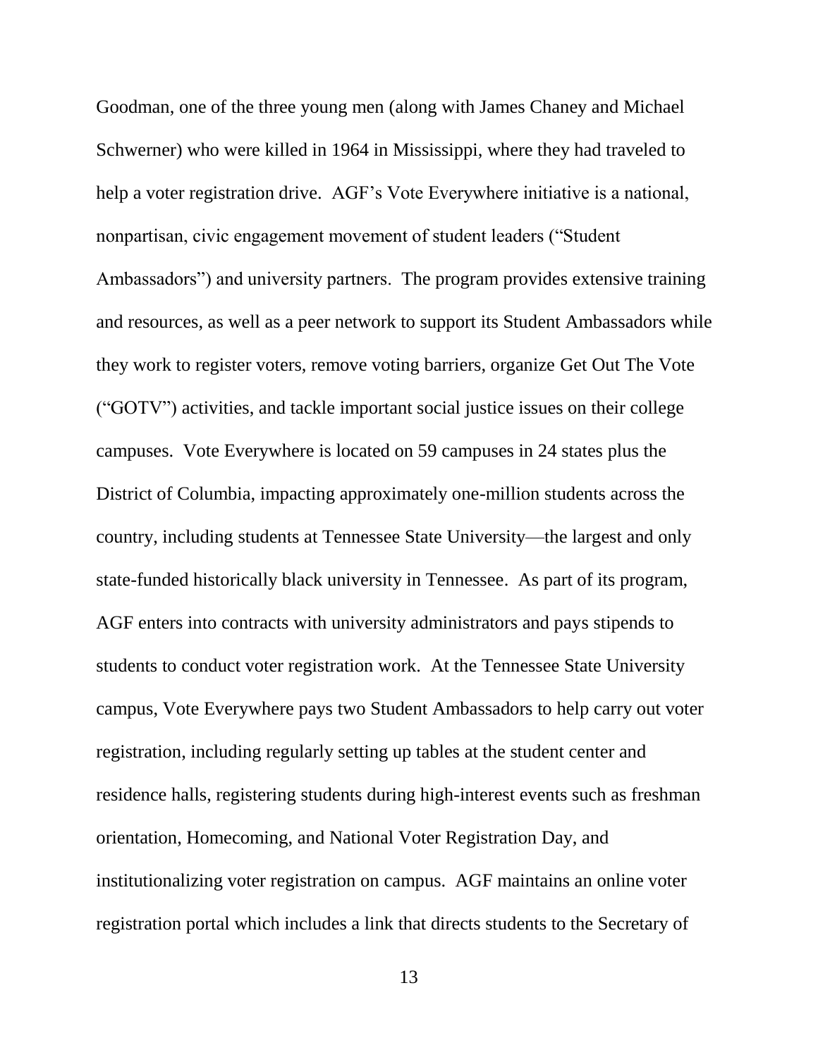Goodman, one of the three young men (along with James Chaney and Michael Schwerner) who were killed in 1964 in Mississippi, where they had traveled to help a voter registration drive. AGF's Vote Everywhere initiative is a national, nonpartisan, civic engagement movement of student leaders ("Student Ambassadors") and university partners. The program provides extensive training and resources, as well as a peer network to support its Student Ambassadors while they work to register voters, remove voting barriers, organize Get Out The Vote ("GOTV") activities, and tackle important social justice issues on their college campuses. Vote Everywhere is located on 59 campuses in 24 states plus the District of Columbia, impacting approximately one-million students across the country, including students at Tennessee State University—the largest and only state-funded historically black university in Tennessee. As part of its program, AGF enters into contracts with university administrators and pays stipends to students to conduct voter registration work. At the Tennessee State University campus, Vote Everywhere pays two Student Ambassadors to help carry out voter registration, including regularly setting up tables at the student center and residence halls, registering students during high-interest events such as freshman orientation, Homecoming, and National Voter Registration Day, and institutionalizing voter registration on campus. AGF maintains an online voter registration portal which includes a link that directs students to the Secretary of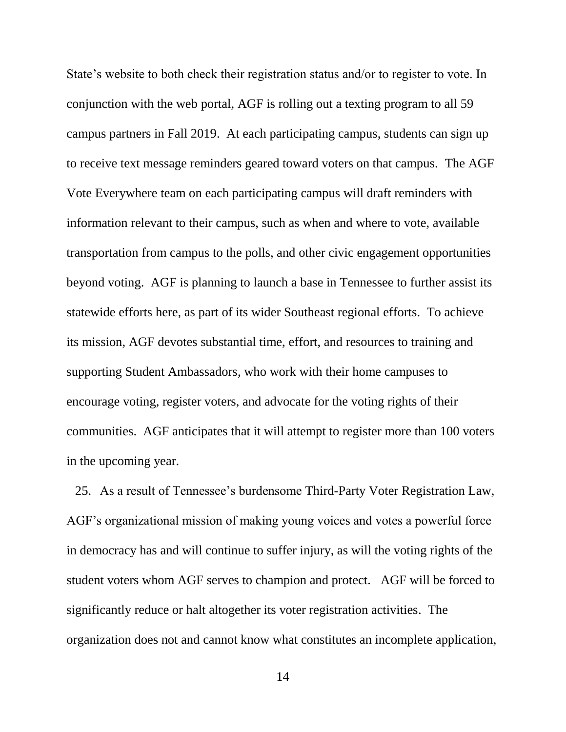State's website to both check their registration status and/or to register to vote. In conjunction with the web portal, AGF is rolling out a texting program to all 59 campus partners in Fall 2019. At each participating campus, students can sign up to receive text message reminders geared toward voters on that campus. The AGF Vote Everywhere team on each participating campus will draft reminders with information relevant to their campus, such as when and where to vote, available transportation from campus to the polls, and other civic engagement opportunities beyond voting. AGF is planning to launch a base in Tennessee to further assist its statewide efforts here, as part of its wider Southeast regional efforts. To achieve its mission, AGF devotes substantial time, effort, and resources to training and supporting Student Ambassadors, who work with their home campuses to encourage voting, register voters, and advocate for the voting rights of their communities. AGF anticipates that it will attempt to register more than 100 voters in the upcoming year.

25. As a result of Tennessee's burdensome Third-Party Voter Registration Law, AGF's organizational mission of making young voices and votes a powerful force in democracy has and will continue to suffer injury, as will the voting rights of the student voters whom AGF serves to champion and protect. AGF will be forced to significantly reduce or halt altogether its voter registration activities. The organization does not and cannot know what constitutes an incomplete application,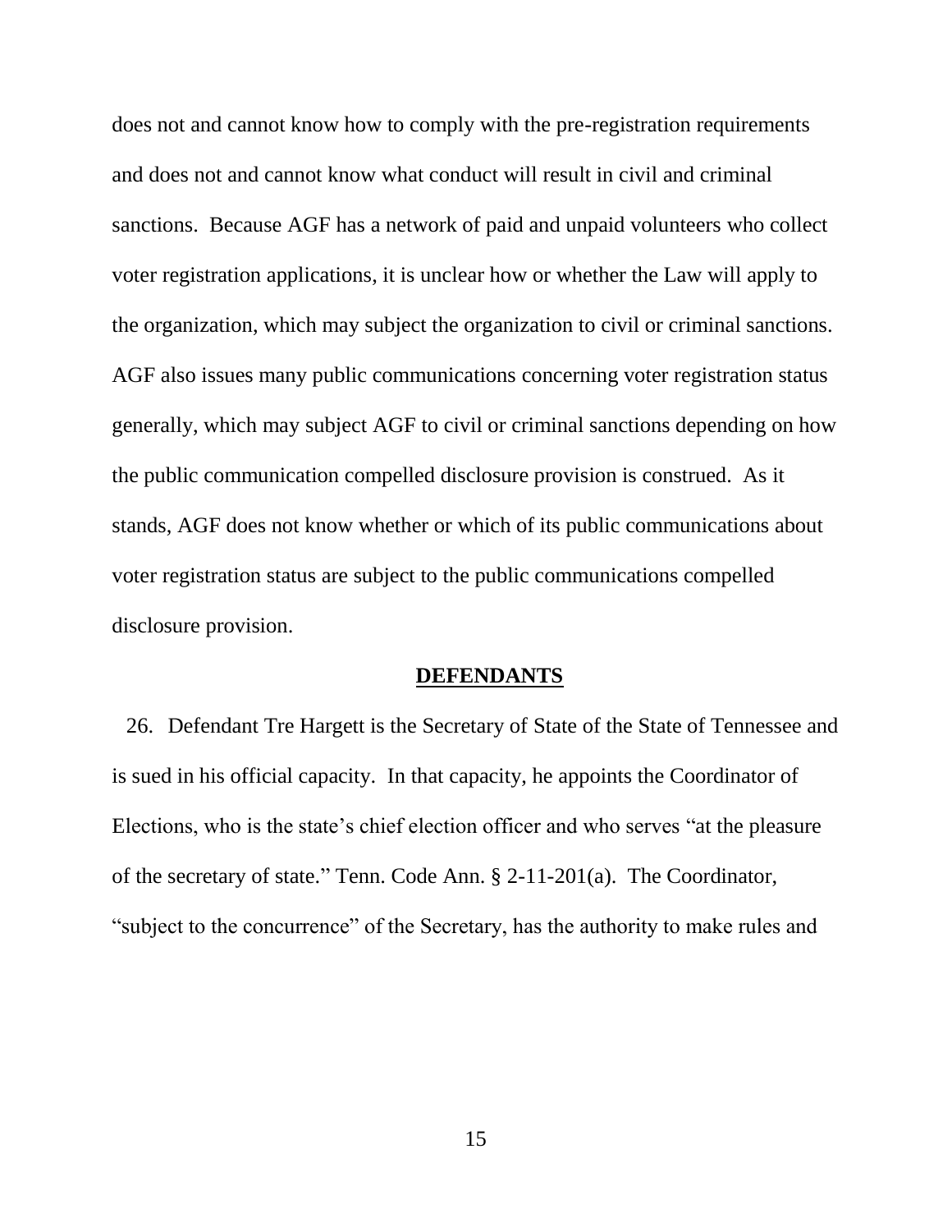does not and cannot know how to comply with the pre-registration requirements and does not and cannot know what conduct will result in civil and criminal sanctions. Because AGF has a network of paid and unpaid volunteers who collect voter registration applications, it is unclear how or whether the Law will apply to the organization, which may subject the organization to civil or criminal sanctions. AGF also issues many public communications concerning voter registration status generally, which may subject AGF to civil or criminal sanctions depending on how the public communication compelled disclosure provision is construed. As it stands, AGF does not know whether or which of its public communications about voter registration status are subject to the public communications compelled disclosure provision.

## **DEFENDANTS**

26. Defendant Tre Hargett is the Secretary of State of the State of Tennessee and is sued in his official capacity. In that capacity, he appoints the Coordinator of Elections, who is the state's chief election officer and who serves "at the pleasure of the secretary of state." Tenn. Code Ann. § 2-11-201(a). The Coordinator, "subject to the concurrence" of the Secretary, has the authority to make rules and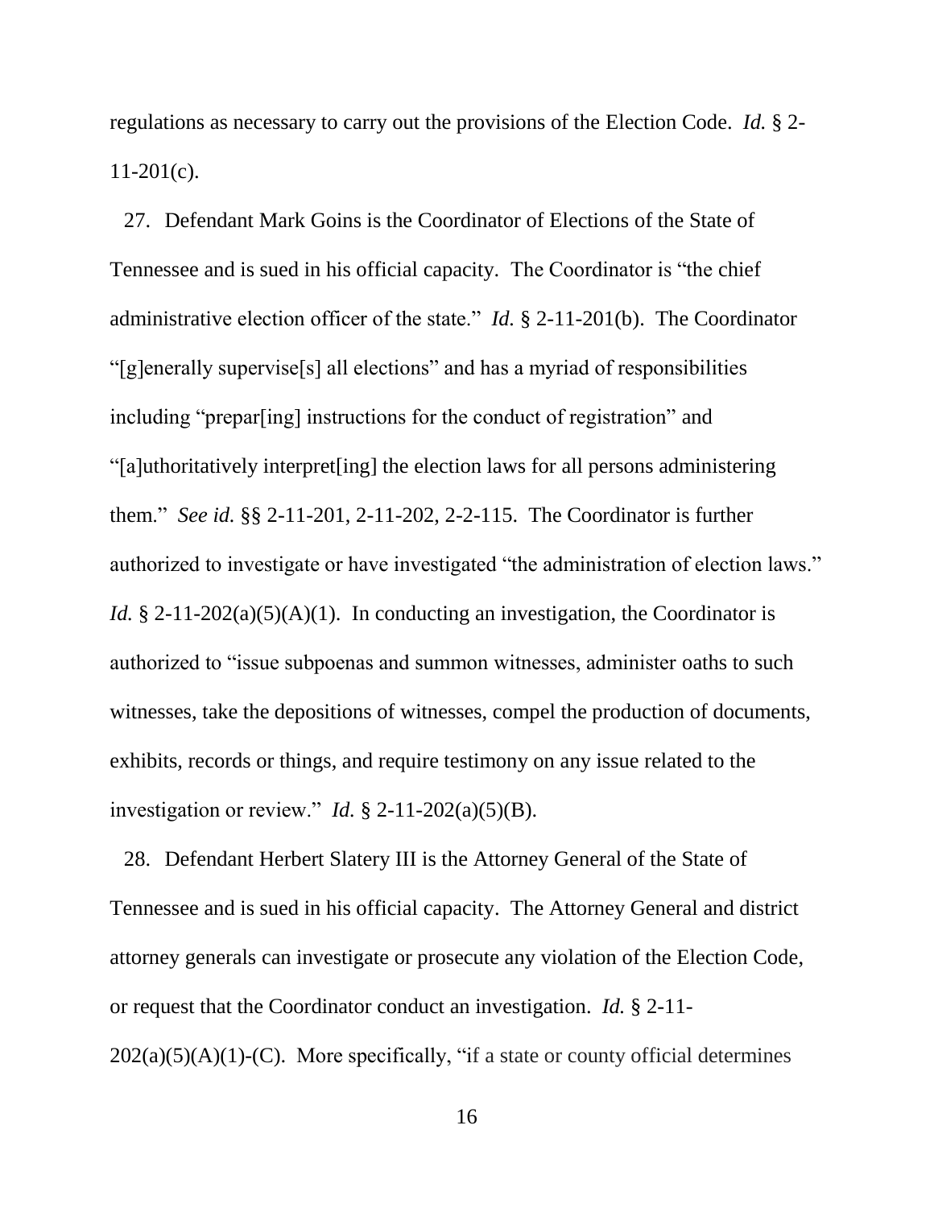regulations as necessary to carry out the provisions of the Election Code. *Id.* § 2-11-201(c).

27. Defendant Mark Goins is the Coordinator of Elections of the State of Tennessee and is sued in his official capacity. The Coordinator is "the chief administrative election officer of the state." *Id.* § 2-11-201(b). The Coordinator "[g]enerally supervise[s] all elections" and has a myriad of responsibilities including "prepar[ing] instructions for the conduct of registration" and "[a]uthoritatively interpret[ing] the election laws for all persons administering them." *See id.* §§ 2-11-201, 2-11-202, 2-2-115. The Coordinator is further authorized to investigate or have investigated "the administration of election laws." *Id.* § 2-11-202(a)(5)(A)(1). In conducting an investigation, the Coordinator is authorized to "issue subpoenas and summon witnesses, administer oaths to such witnesses, take the depositions of witnesses, compel the production of documents, exhibits, records or things, and require testimony on any issue related to the investigation or review." *Id.* § 2-11-202(a)(5)(B).

28. Defendant Herbert Slatery III is the Attorney General of the State of Tennessee and is sued in his official capacity. The Attorney General and district attorney generals can investigate or prosecute any violation of the Election Code, or request that the Coordinator conduct an investigation. *Id.* § 2-11-202(a)(5)(A)(1)-(C). More specifically, "if a state or county official determines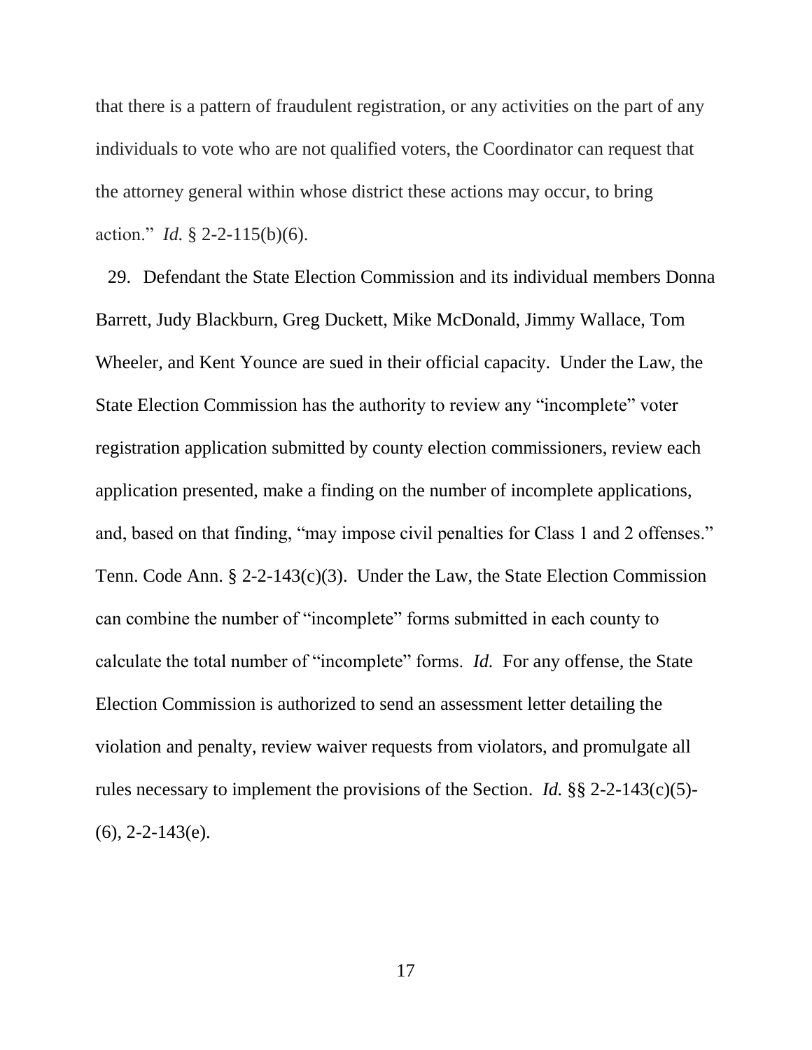that there is a pattern of fraudulent registration, or any activities on the part of any individuals to vote who are not qualified voters, the Coordinator can request that the attorney general within whose district these actions may occur, to bring action." *Id.* § 2-2-115(b)(6).

29. Defendant the State Election Commission and its individual members Donna Barrett, Judy Blackburn, Greg Duckett, Mike McDonald, Jimmy Wallace, Tom Wheeler, and Kent Younce are sued in their official capacity. Under the Law, the State Election Commission has the authority to review any "incomplete" voter registration application submitted by county election commissioners, review each application presented, make a finding on the number of incomplete applications, and, based on that finding, "may impose civil penalties for Class 1 and 2 offenses." Tenn. Code Ann. § 2-2-143(c)(3). Under the Law, the State Election Commission can combine the number of "incomplete" forms submitted in each county to calculate the total number of "incomplete" forms. *Id.* For any offense, the State Election Commission is authorized to send an assessment letter detailing the violation and penalty, review waiver requests from violators, and promulgate all rules necessary to implement the provisions of the Section. *Id.* §§ 2-2-143(c)(5)-(6), 2-2-143(e).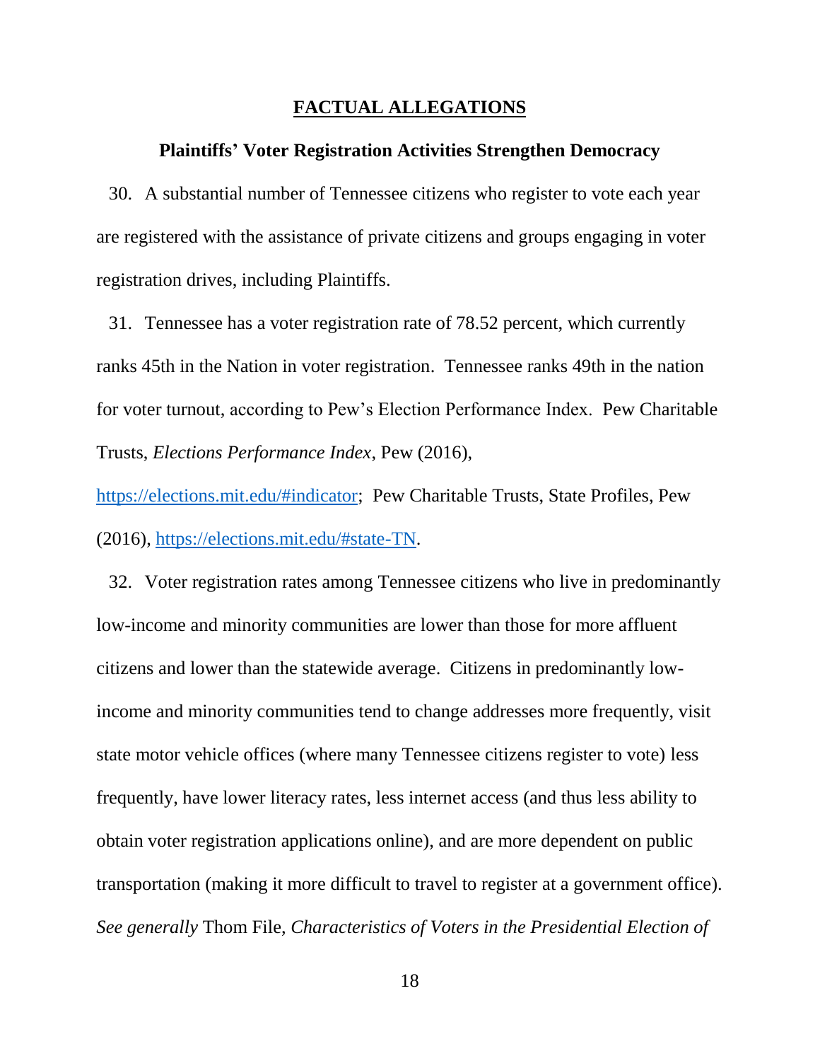## FACTUAL ALLEGATIONS

### Plaintiffs' Voter Registration Activities Strengthen Democracy

30. A substantial number of Tennessee citizens who register to vote each year are registered with the assistance of private citizens and groups engaging in voter registration drives, including Plaintiffs.

31. Tennessee has a voter registration rate of 78.52 percent, which currently ranks 45th in the Nation in voter registration. Tennessee ranks 49th in the nation for voter turnout, according to Pew's Election Performance Index. Pew Charitable Trusts, *Elections Performance Index*, Pew (2016), [https://elections.mit.edu/#indicator](https://elections.mit.edu/#indicator); Pew Charitable Trusts, State Profiles, Pew (2016), [https://elections.mit.edu/#state-TN](https://elections.mit.edu/#state-TN).

32. Voter registration rates among Tennessee citizens who live in predominantly low-income and minority communities are lower than those for more affluent citizens and lower than the statewide average. Citizens in predominantly low-income and minority communities tend to change addresses more frequently, visit state motor vehicle offices (where many Tennessee citizens register to vote) less frequently, have lower literacy rates, less internet access (and thus less ability to obtain voter registration applications online), and are more dependent on public transportation (making it more difficult to travel to register at a government office). *See generally* Thom File, *Characteristics of Voters in the Presidential Election of*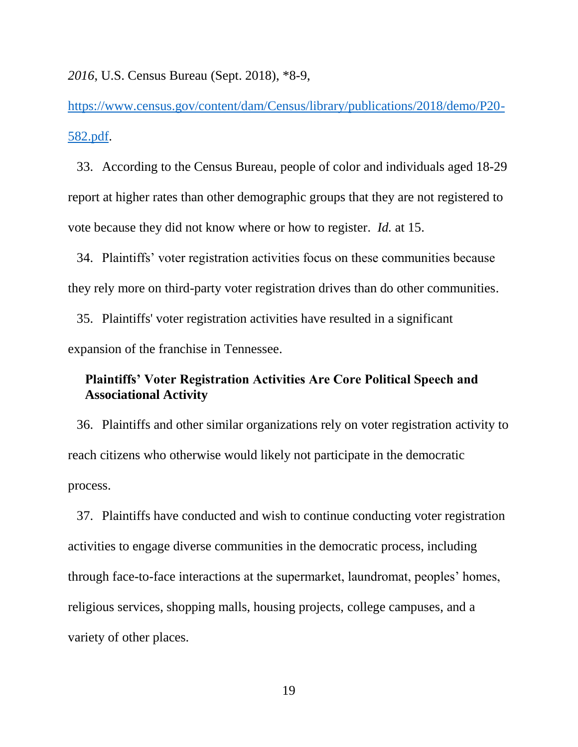*2016*, U.S. Census Bureau (Sept. 2018), *8-9, [https://www.census.gov/content/dam/Census/library/publications/2018/demo/P20-582.pdf](https://www.census.gov/content/dam/Census/library/publications/2018/demo/P20-582.pdf).

33. According to the Census Bureau, people of color and individuals aged 18-29 report at higher rates than other demographic groups that they are not registered to vote because they did not know where or how to register. *Id.* at 15.

34. Plaintiffs' voter registration activities focus on these communities because they rely more on third-party voter registration drives than do other communities.

35. Plaintiffs' voter registration activities have resulted in a significant expansion of the franchise in Tennessee.

**Plaintiffs' Voter Registration Activities Are Core Political Speech and Associational Activity**

36. Plaintiffs and other similar organizations rely on voter registration activity to reach citizens who otherwise would likely not participate in the democratic process.

37. Plaintiffs have conducted and wish to continue conducting voter registration activities to engage diverse communities in the democratic process, including through face-to-face interactions at the supermarket, laundromat, peoples' homes, religious services, shopping malls, housing projects, college campuses, and a variety of other places.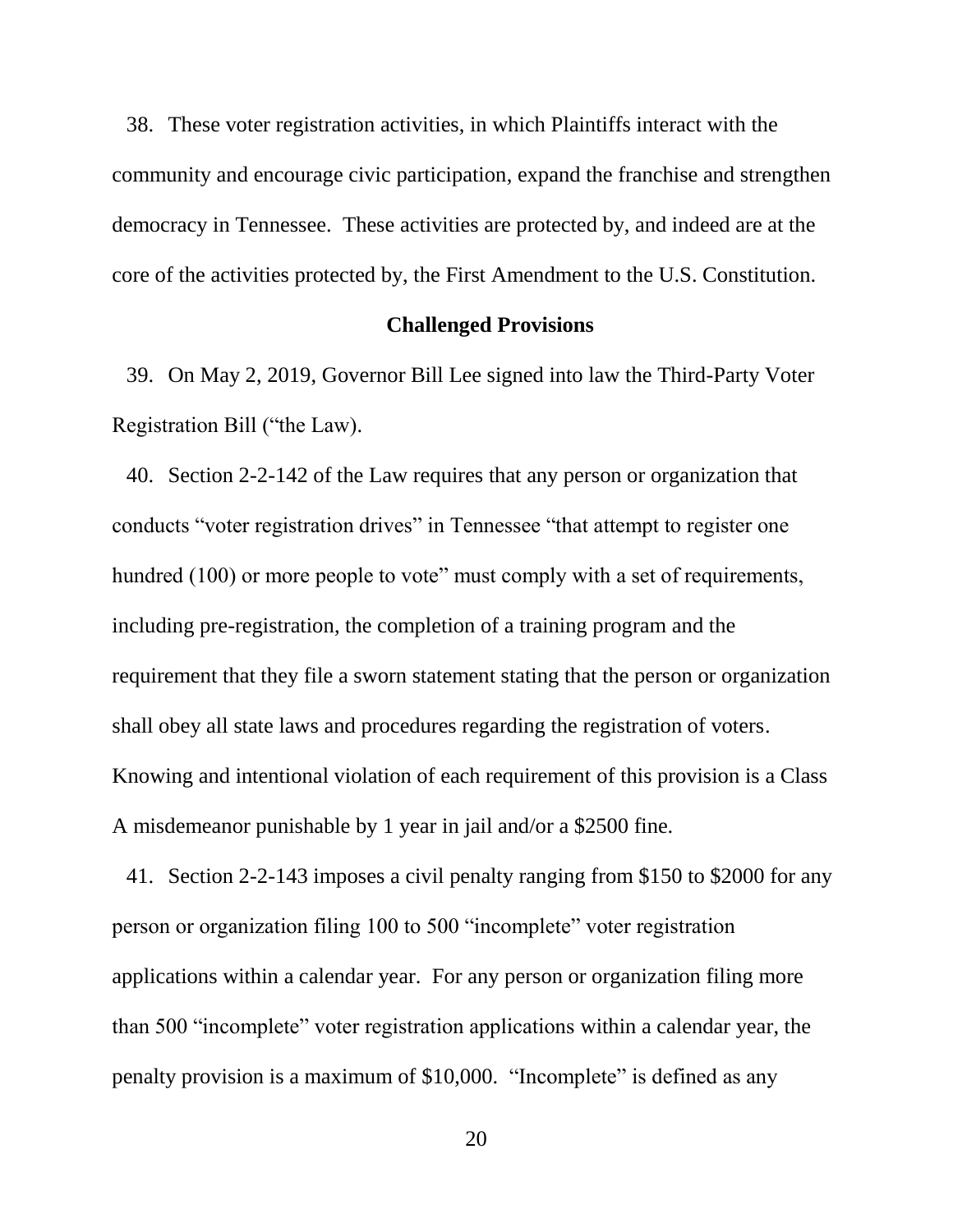38. These voter registration activities, in which Plaintiffs interact with the community and encourage civic participation, expand the franchise and strengthen democracy in Tennessee. These activities are protected by, and indeed are at the core of the activities protected by, the First Amendment to the U.S. Constitution.

**Challenged Provisions**

39. On May 2, 2019, Governor Bill Lee signed into law the Third-Party Voter Registration Bill ("the Law).

40. Section 2-2-142 of the Law requires that any person or organization that conducts "voter registration drives" in Tennessee "that attempt to register one hundred (100) or more people to vote" must comply with a set of requirements, including pre-registration, the completion of a training program and the requirement that they file a sworn statement stating that the person or organization shall obey all state laws and procedures regarding the registration of voters. Knowing and intentional violation of each requirement of this provision is a Class A misdemeanor punishable by 1 year in jail and/or a $2500 fine.

41. Section 2-2-143 imposes a civil penalty ranging from $150 to $2000 for any person or organization filing 100 to 500 "incomplete" voter registration applications within a calendar year. For any person or organization filing more than 500 "incomplete" voter registration applications within a calendar year, the penalty provision is a maximum of $10,000. "Incomplete" is defined as any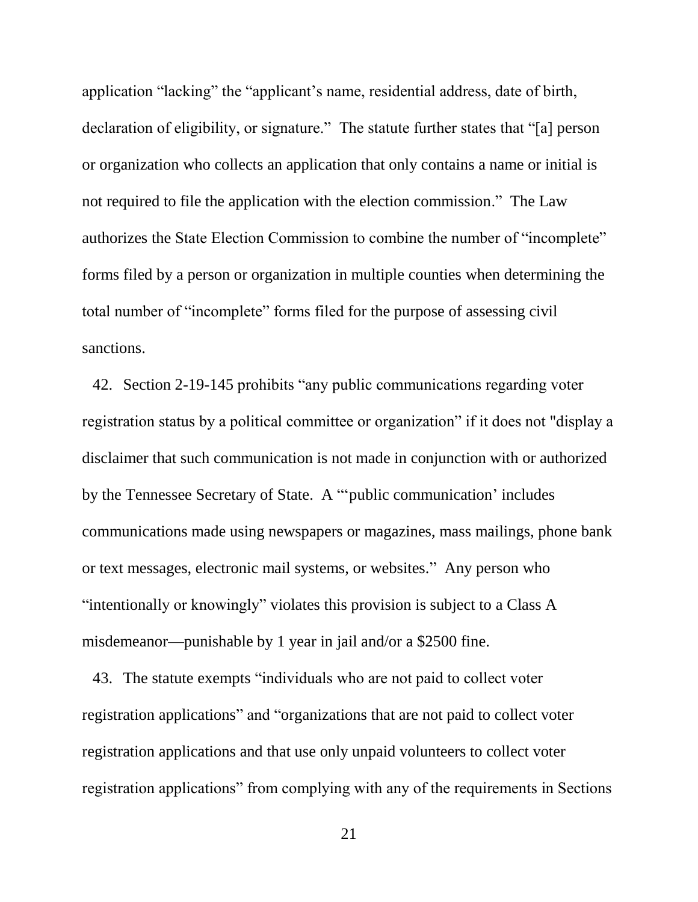application "lacking" the "applicant's name, residential address, date of birth, declaration of eligibility, or signature." The statute further states that "[a] person or organization who collects an application that only contains a name or initial is not required to file the application with the election commission." The Law authorizes the State Election Commission to combine the number of "incomplete" forms filed by a person or organization in multiple counties when determining the total number of "incomplete" forms filed for the purpose of assessing civil sanctions.

42. Section 2-19-145 prohibits "any public communications regarding voter registration status by a political committee or organization" if it does not "display a disclaimer that such communication is not made in conjunction with or authorized by the Tennessee Secretary of State. A "'public communication' includes communications made using newspapers or magazines, mass mailings, phone bank or text messages, electronic mail systems, or websites." Any person who "intentionally or knowingly" violates this provision is subject to a Class A misdemeanor—punishable by 1 year in jail and/or a $2500 fine.

43. The statute exempts "individuals who are not paid to collect voter registration applications" and "organizations that are not paid to collect voter registration applications and that use only unpaid volunteers to collect voter registration applications" from complying with any of the requirements in Sections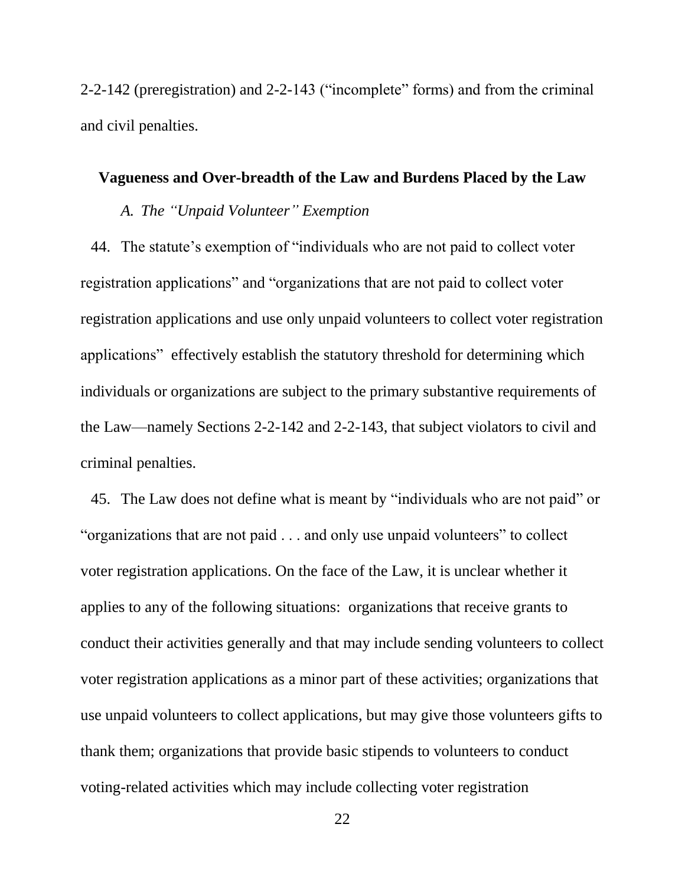2-2-142 (preregistration) and 2-2-143 ("incomplete" forms) and from the criminal and civil penalties.

## Vagueness and Over-breadth of the Law and Burdens Placed by the Law

### *A. The "Unpaid Volunteer" Exemption*

44. The statute's exemption of "individuals who are not paid to collect voter registration applications" and "organizations that are not paid to collect voter registration applications and use only unpaid volunteers to collect voter registration applications" effectively establish the statutory threshold for determining which individuals or organizations are subject to the primary substantive requirements of the Law—namely Sections 2-2-142 and 2-2-143, that subject violators to civil and criminal penalties.

45. The Law does not define what is meant by "individuals who are not paid" or "organizations that are not paid . . . and only use unpaid volunteers" to collect voter registration applications. On the face of the Law, it is unclear whether it applies to any of the following situations: organizations that receive grants to conduct their activities generally and that may include sending volunteers to collect voter registration applications as a minor part of these activities; organizations that use unpaid volunteers to collect applications, but may give those volunteers gifts to thank them; organizations that provide basic stipends to volunteers to conduct voting-related activities which may include collecting voter registration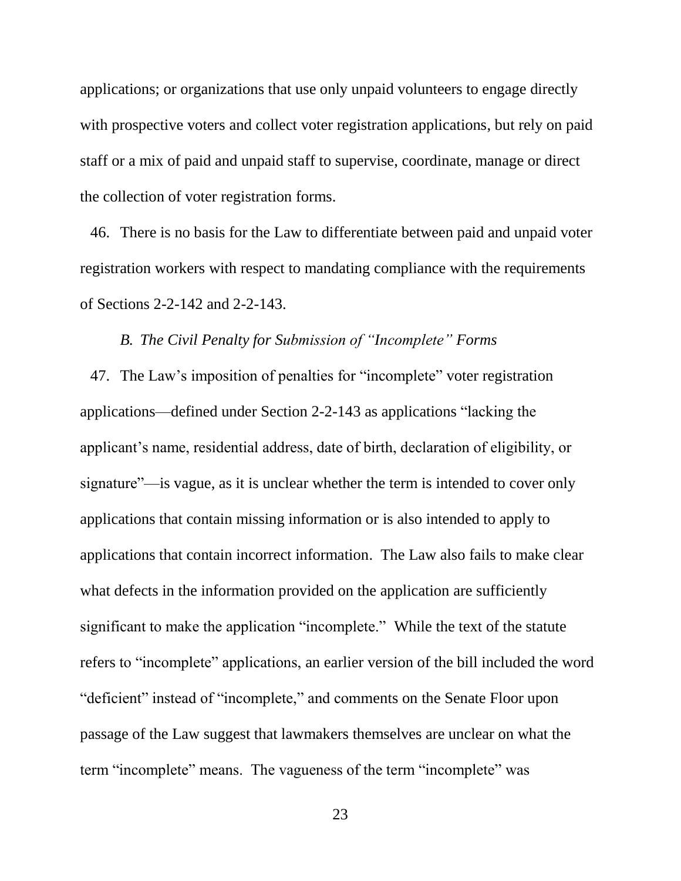applications; or organizations that use only unpaid volunteers to engage directly with prospective voters and collect voter registration applications, but rely on paid staff or a mix of paid and unpaid staff to supervise, coordinate, manage or direct the collection of voter registration forms.

46. There is no basis for the Law to differentiate between paid and unpaid voter registration workers with respect to mandating compliance with the requirements of Sections 2-2-142 and 2-2-143.

*B. The Civil Penalty for Submission of "Incomplete" Forms*

47. The Law's imposition of penalties for "incomplete" voter registration applications—defined under Section 2-2-143 as applications "lacking the applicant's name, residential address, date of birth, declaration of eligibility, or signature"—is vague, as it is unclear whether the term is intended to cover only applications that contain missing information or is also intended to apply to applications that contain incorrect information. The Law also fails to make clear what defects in the information provided on the application are sufficiently significant to make the application "incomplete." While the text of the statute refers to "incomplete" applications, an earlier version of the bill included the word "deficient" instead of "incomplete," and comments on the Senate Floor upon passage of the Law suggest that lawmakers themselves are unclear on what the term "incomplete" means. The vagueness of the term "incomplete" was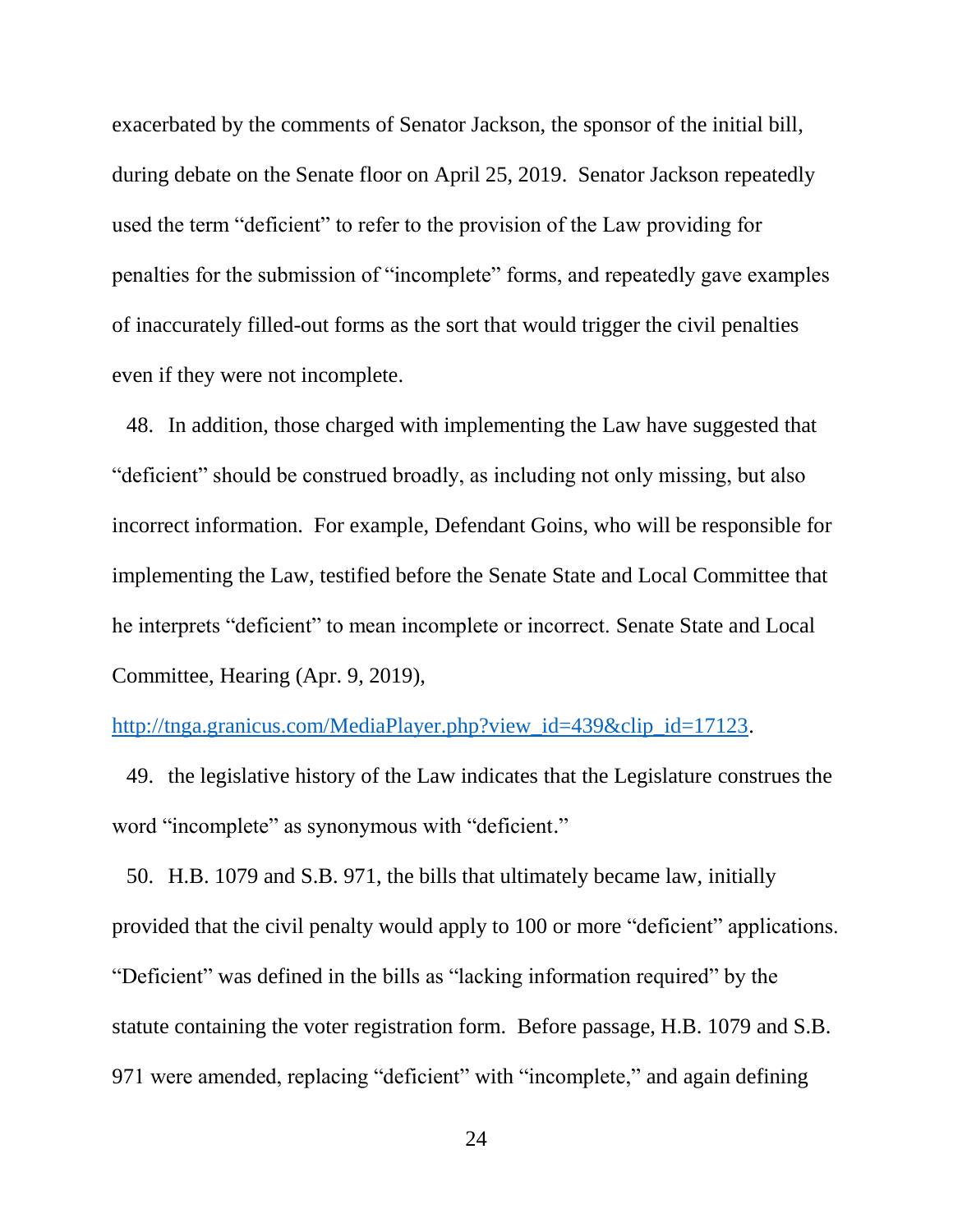exacerbated by the comments of Senator Jackson, the sponsor of the initial bill, during debate on the Senate floor on April 25, 2019. Senator Jackson repeatedly used the term "deficient" to refer to the provision of the Law providing for penalties for the submission of "incomplete" forms, and repeatedly gave examples of inaccurately filled-out forms as the sort that would trigger the civil penalties even if they were not incomplete.

48. In addition, those charged with implementing the Law have suggested that "deficient" should be construed broadly, as including not only missing, but also incorrect information. For example, Defendant Goins, who will be responsible for implementing the Law, testified before the Senate State and Local Committee that he interprets "deficient" to mean incomplete or incorrect. Senate State and Local Committee, Hearing (Apr. 9, 2019), http://tnga.granicus.com/MediaPlayer.php?view_id=439&clip_id=17123.

49. the legislative history of the Law indicates that the Legislature construes the word "incomplete" as synonymous with "deficient."

50. H.B. 1079 and S.B. 971, the bills that ultimately became law, initially provided that the civil penalty would apply to 100 or more "deficient" applications. "Deficient" was defined in the bills as "lacking information required" by the statute containing the voter registration form. Before passage, H.B. 1079 and S.B. 971 were amended, replacing "deficient" with "incomplete," and again defining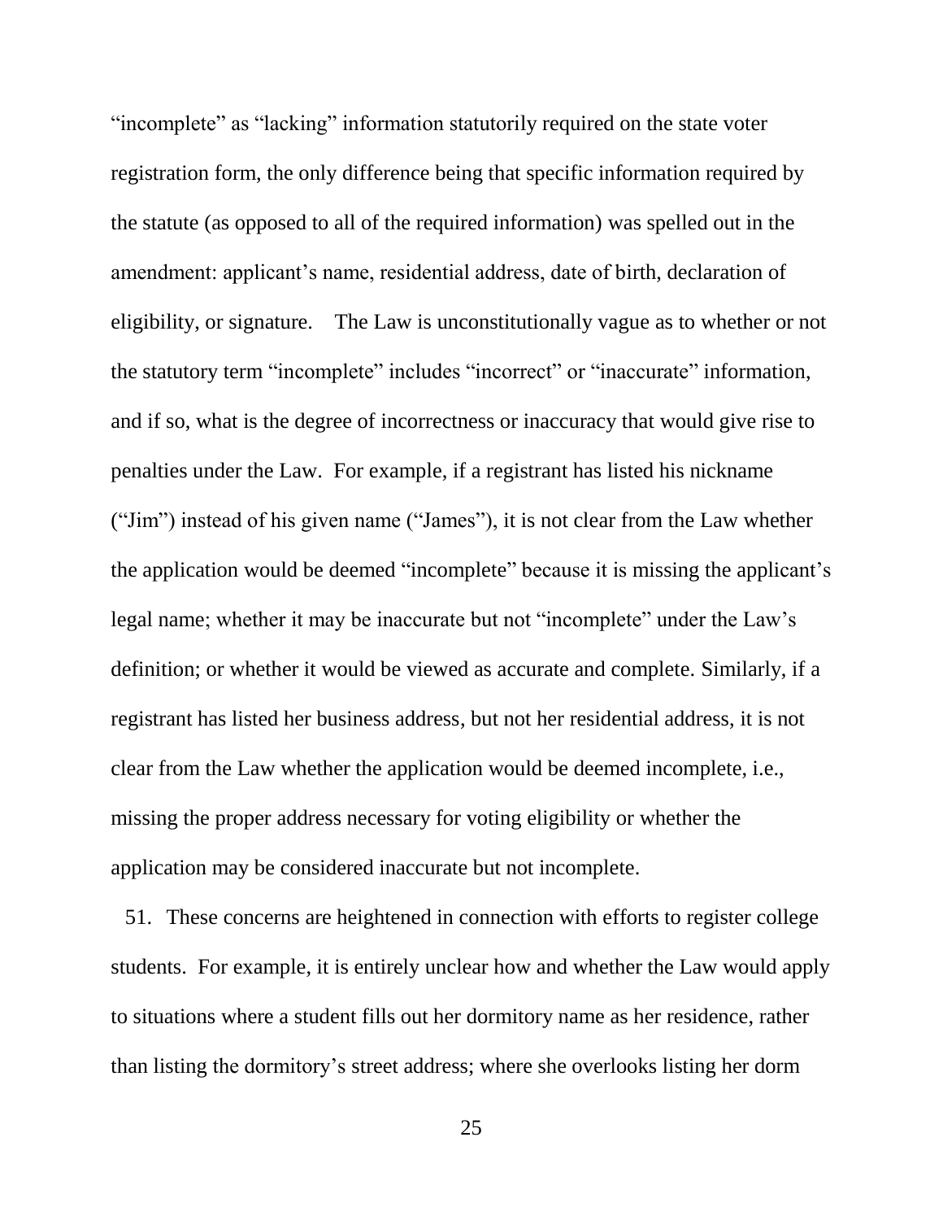"incomplete" as "lacking" information statutorily required on the state voter registration form, the only difference being that specific information required by the statute (as opposed to all of the required information) was spelled out in the amendment: applicant's name, residential address, date of birth, declaration of eligibility, or signature. The Law is unconstitutionally vague as to whether or not the statutory term "incomplete" includes "incorrect" or "inaccurate" information, and if so, what is the degree of incorrectness or inaccuracy that would give rise to penalties under the Law. For example, if a registrant has listed his nickname ("Jim") instead of his given name ("James"), it is not clear from the Law whether the application would be deemed "incomplete" because it is missing the applicant's legal name; whether it may be inaccurate but not "incomplete" under the Law's definition; or whether it would be viewed as accurate and complete. Similarly, if a registrant has listed her business address, but not her residential address, it is not clear from the Law whether the application would be deemed incomplete, i.e., missing the proper address necessary for voting eligibility or whether the application may be considered inaccurate but not incomplete.

51. These concerns are heightened in connection with efforts to register college students. For example, it is entirely unclear how and whether the Law would apply to situations where a student fills out her dormitory name as her residence, rather than listing the dormitory's street address; where she overlooks listing her dorm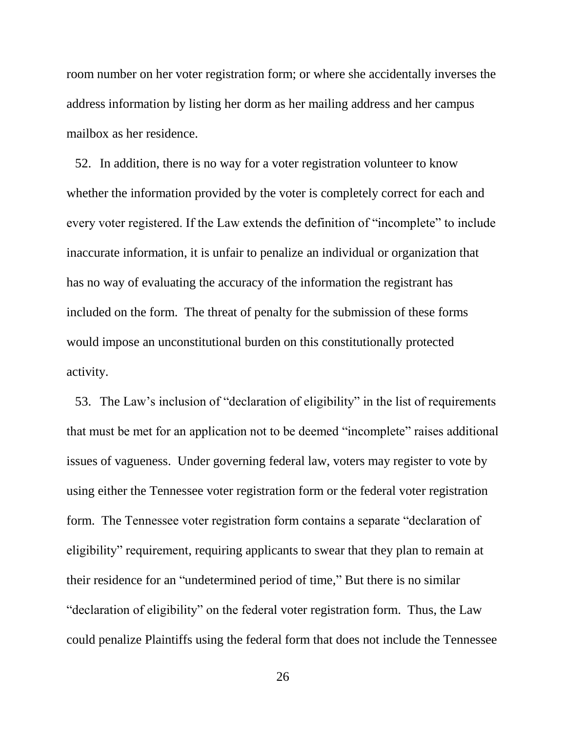room number on her voter registration form; or where she accidentally inverses the address information by listing her dorm as her mailing address and her campus mailbox as her residence.

52. In addition, there is no way for a voter registration volunteer to know whether the information provided by the voter is completely correct for each and every voter registered. If the Law extends the definition of "incomplete" to include inaccurate information, it is unfair to penalize an individual or organization that has no way of evaluating the accuracy of the information the registrant has included on the form. The threat of penalty for the submission of these forms would impose an unconstitutional burden on this constitutionally protected activity.

53. The Law's inclusion of "declaration of eligibility" in the list of requirements that must be met for an application not to be deemed "incomplete" raises additional issues of vagueness. Under governing federal law, voters may register to vote by using either the Tennessee voter registration form or the federal voter registration form. The Tennessee voter registration form contains a separate "declaration of eligibility" requirement, requiring applicants to swear that they plan to remain at their residence for an "undetermined period of time," But there is no similar "declaration of eligibility" on the federal voter registration form. Thus, the Law could penalize Plaintiffs using the federal form that does not include the Tennessee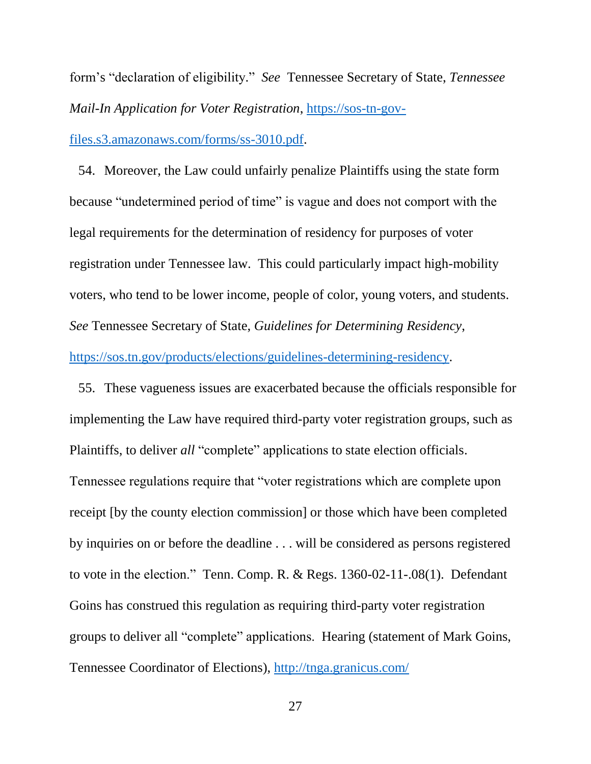form's "declaration of eligibility." *See* Tennessee Secretary of State, *Tennessee Mail-In Application for Voter Registration*, https://sos-tn-gov-files.s3.amazonaws.com/forms/ss-3010.pdf.

54. Moreover, the Law could unfairly penalize Plaintiffs using the state form because "undetermined period of time" is vague and does not comport with the legal requirements for the determination of residency for purposes of voter registration under Tennessee law. This could particularly impact high-mobility voters, who tend to be lower income, people of color, young voters, and students. *See* Tennessee Secretary of State, *Guidelines for Determining Residency*, https://sos.tn.gov/products/elections/guidelines-determining-residency.

55. These vagueness issues are exacerbated because the officials responsible for implementing the Law have required third-party voter registration groups, such as Plaintiffs, to deliver *all* "complete" applications to state election officials. Tennessee regulations require that "voter registrations which are complete upon receipt [by the county election commission] or those which have been completed by inquiries on or before the deadline . . . will be considered as persons registered to vote in the election." Tenn. Comp. R. & Regs. 1360-02-11-.08(1). Defendant Goins has construed this regulation as requiring third-party voter registration groups to deliver all "complete" applications. Hearing (statement of Mark Goins, Tennessee Coordinator of Elections), http://tnga.granicus.com/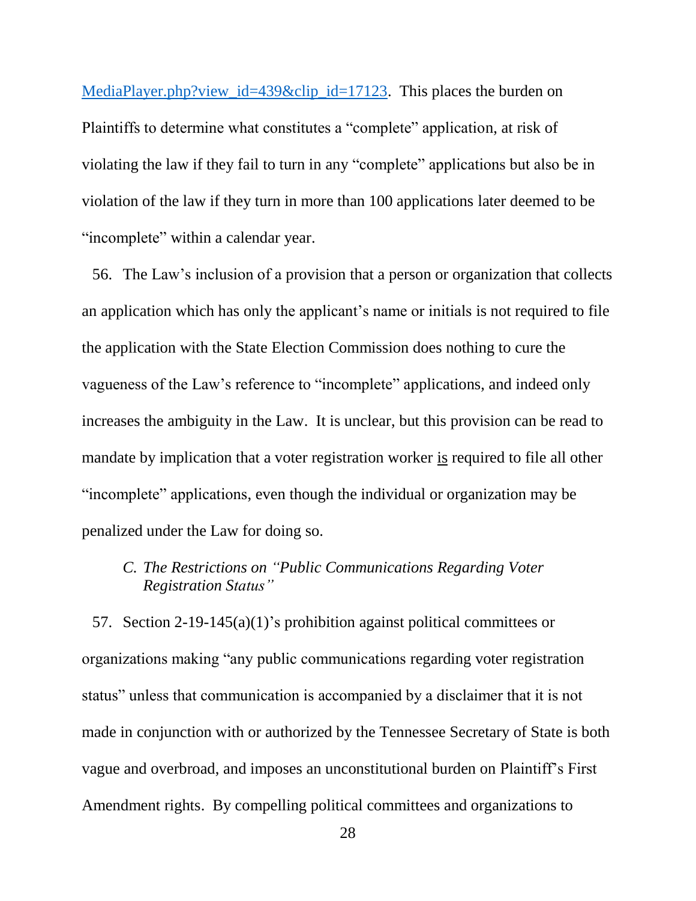[MediaPlayer.php?view_id=439&clip_id=17123](MediaPlayer.php?view_id=439&clip_id=17123). This places the burden on Plaintiffs to determine what constitutes a "complete" application, at risk of violating the law if they fail to turn in any "complete" applications but also be in violation of the law if they turn in more than 100 applications later deemed to be "incomplete" within a calendar year.

56. The Law's inclusion of a provision that a person or organization that collects an application which has only the applicant's name or initials is not required to file the application with the State Election Commission does nothing to cure the vagueness of the Law's reference to "incomplete" applications, and indeed only increases the ambiguity in the Law. It is unclear, but this provision can be read to mandate by implication that a voter registration worker <u>is</u> required to file all other "incomplete" applications, even though the individual or organization may be penalized under the Law for doing so.

*C. The Restrictions on "Public Communications Regarding Voter Registration Status"*

57. Section 2-19-145(a)(1)'s prohibition against political committees or organizations making "any public communications regarding voter registration status" unless that communication is accompanied by a disclaimer that it is not made in conjunction with or authorized by the Tennessee Secretary of State is both vague and overbroad, and imposes an unconstitutional burden on Plaintiff's First Amendment rights. By compelling political committees and organizations to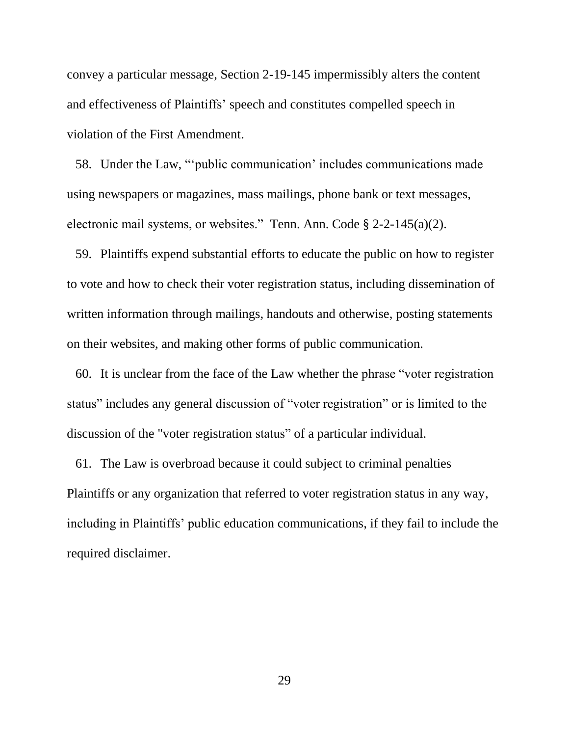convey a particular message, Section 2-19-145 impermissibly alters the content and effectiveness of Plaintiffs' speech and constitutes compelled speech in violation of the First Amendment.

58. Under the Law, "'public communication' includes communications made using newspapers or magazines, mass mailings, phone bank or text messages, electronic mail systems, or websites." Tenn. Ann. Code § 2-2-145(a)(2).

59. Plaintiffs expend substantial efforts to educate the public on how to register to vote and how to check their voter registration status, including dissemination of written information through mailings, handouts and otherwise, posting statements on their websites, and making other forms of public communication.

60. It is unclear from the face of the Law whether the phrase "voter registration status" includes any general discussion of "voter registration" or is limited to the discussion of the "voter registration status" of a particular individual.

61. The Law is overbroad because it could subject to criminal penalties Plaintiffs or any organization that referred to voter registration status in any way, including in Plaintiffs' public education communications, if they fail to include the required disclaimer.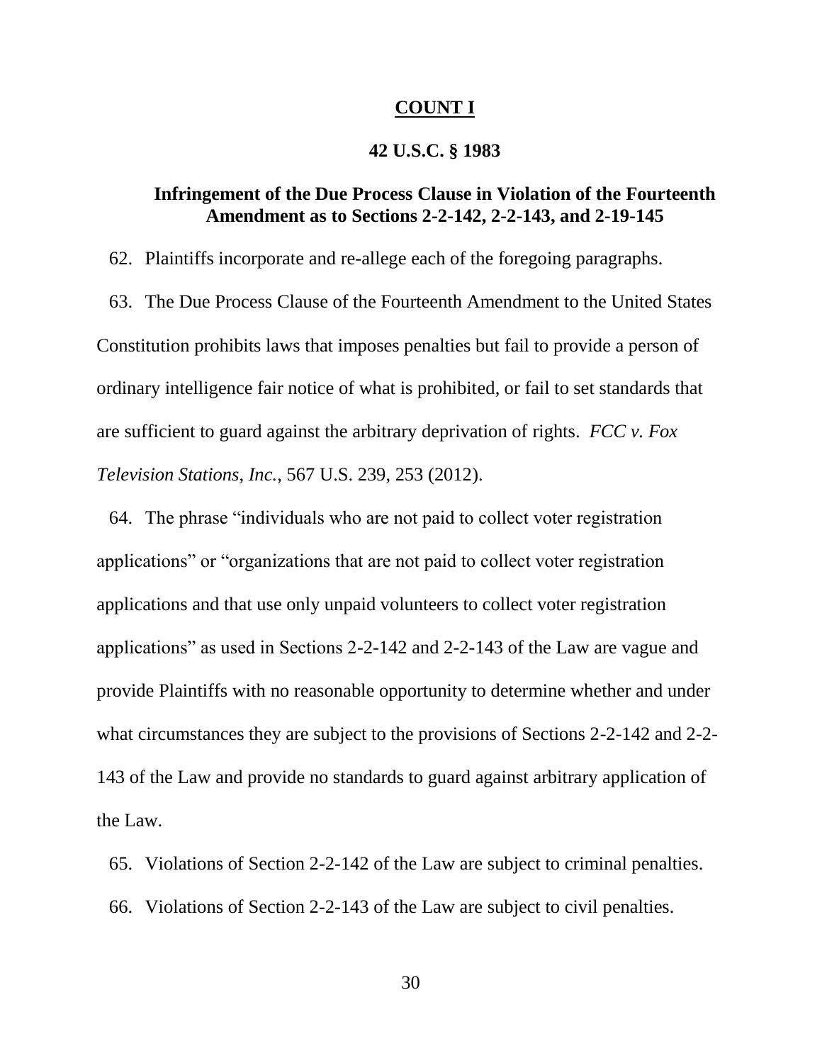## COUNT I

### 42 U.S.C. § 1983

### Infringement of the Due Process Clause in Violation of the Fourteenth Amendment as to Sections 2-2-142, 2-2-143, and 2-19-145

62. Plaintiffs incorporate and re-allege each of the foregoing paragraphs.

63. The Due Process Clause of the Fourteenth Amendment to the United States Constitution prohibits laws that imposes penalties but fail to provide a person of ordinary intelligence fair notice of what is prohibited, or fail to set standards that are sufficient to guard against the arbitrary deprivation of rights. *FCC v. Fox Television Stations, Inc.*, 567 U.S. 239, 253 (2012).

64. The phrase "individuals who are not paid to collect voter registration applications" or "organizations that are not paid to collect voter registration applications and that use only unpaid volunteers to collect voter registration applications" as used in Sections 2-2-142 and 2-2-143 of the Law are vague and provide Plaintiffs with no reasonable opportunity to determine whether and under what circumstances they are subject to the provisions of Sections 2-2-142 and 2-2-143 of the Law and provide no standards to guard against arbitrary application of the Law.

65. Violations of Section 2-2-142 of the Law are subject to criminal penalties.

66. Violations of Section 2-2-143 of the Law are subject to civil penalties.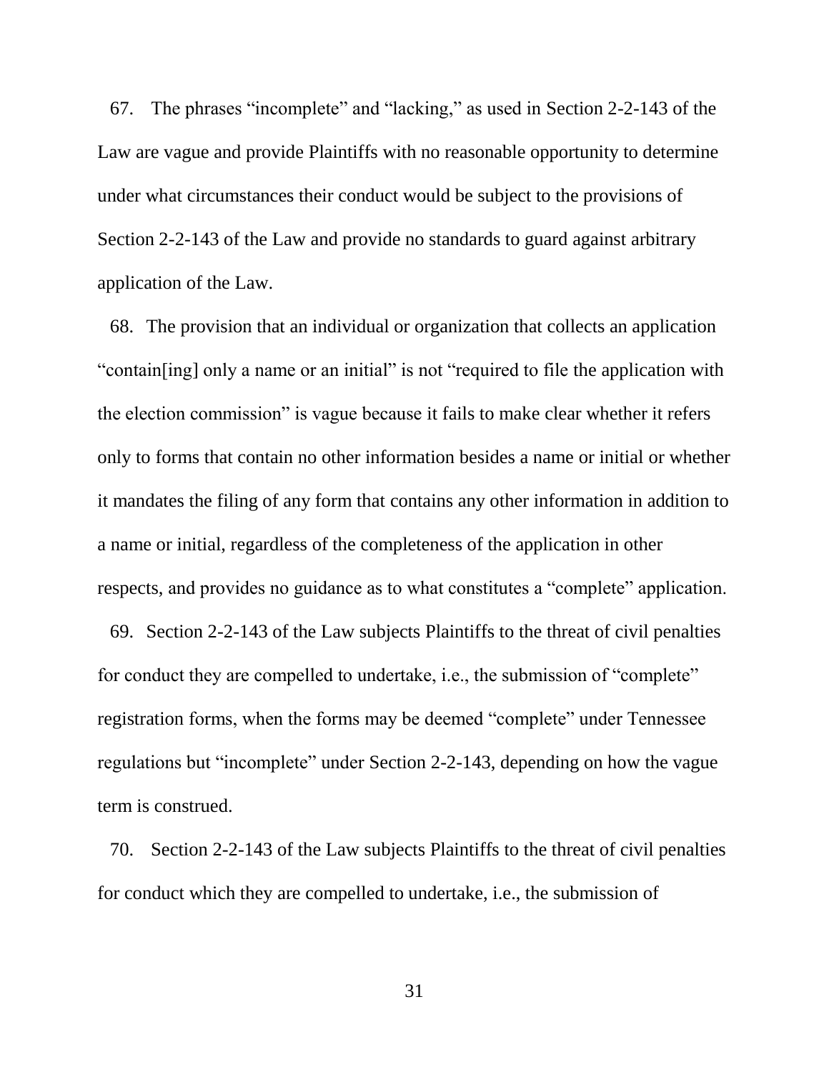67. The phrases "incomplete" and "lacking," as used in Section 2-2-143 of the Law are vague and provide Plaintiffs with no reasonable opportunity to determine under what circumstances their conduct would be subject to the provisions of Section 2-2-143 of the Law and provide no standards to guard against arbitrary application of the Law.

68. The provision that an individual or organization that collects an application "contain[ing] only a name or an initial" is not "required to file the application with the election commission" is vague because it fails to make clear whether it refers only to forms that contain no other information besides a name or initial or whether it mandates the filing of any form that contains any other information in addition to a name or initial, regardless of the completeness of the application in other respects, and provides no guidance as to what constitutes a "complete" application.

69. Section 2-2-143 of the Law subjects Plaintiffs to the threat of civil penalties for conduct they are compelled to undertake, i.e., the submission of "complete" registration forms, when the forms may be deemed "complete" under Tennessee regulations but "incomplete" under Section 2-2-143, depending on how the vague term is construed.

70. Section 2-2-143 of the Law subjects Plaintiffs to the threat of civil penalties for conduct which they are compelled to undertake, i.e., the submission of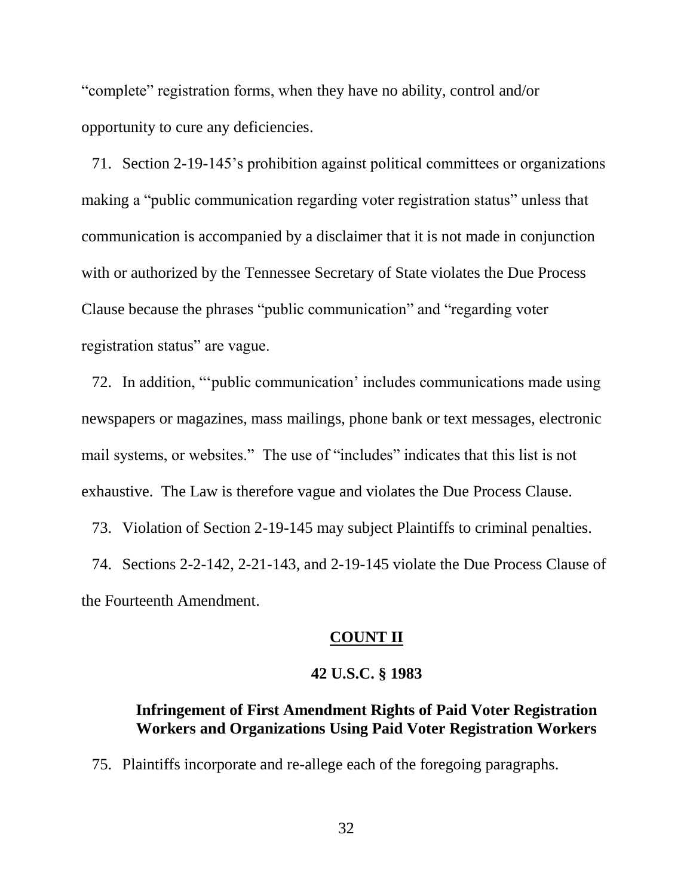"complete" registration forms, when they have no ability, control and/or opportunity to cure any deficiencies.

71. Section 2-19-145's prohibition against political committees or organizations making a "public communication regarding voter registration status" unless that communication is accompanied by a disclaimer that it is not made in conjunction with or authorized by the Tennessee Secretary of State violates the Due Process Clause because the phrases "public communication" and "regarding voter registration status" are vague.

72. In addition, "'public communication' includes communications made using newspapers or magazines, mass mailings, phone bank or text messages, electronic mail systems, or websites." The use of "includes" indicates that this list is not exhaustive. The Law is therefore vague and violates the Due Process Clause.

73. Violation of Section 2-19-145 may subject Plaintiffs to criminal penalties.

74. Sections 2-2-142, 2-21-143, and 2-19-145 violate the Due Process Clause of the Fourteenth Amendment.

## COUNT II

### 42 U.S.C. § 1983

### Infringement of First Amendment Rights of Paid Voter Registration Workers and Organizations Using Paid Voter Registration Workers

75. Plaintiffs incorporate and re-allege each of the foregoing paragraphs.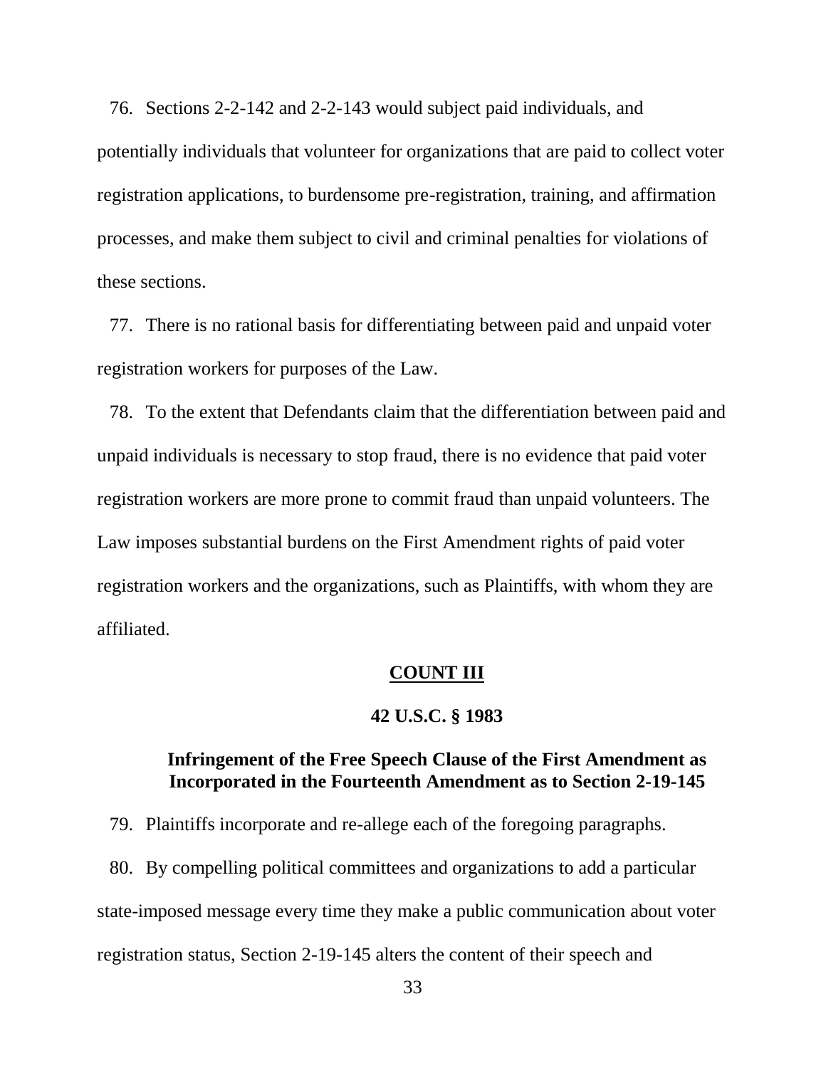76. Sections 2-2-142 and 2-2-143 would subject paid individuals, and potentially individuals that volunteer for organizations that are paid to collect voter registration applications, to burdensome pre-registration, training, and affirmation processes, and make them subject to civil and criminal penalties for violations of these sections.

77. There is no rational basis for differentiating between paid and unpaid voter registration workers for purposes of the Law.

78. To the extent that Defendants claim that the differentiation between paid and unpaid individuals is necessary to stop fraud, there is no evidence that paid voter registration workers are more prone to commit fraud than unpaid volunteers. The Law imposes substantial burdens on the First Amendment rights of paid voter registration workers and the organizations, such as Plaintiffs, with whom they are affiliated.

## COUNT III

### 42 U.S.C. § 1983

### Infringement of the Free Speech Clause of the First Amendment as Incorporated in the Fourteenth Amendment as to Section 2-19-145

79. Plaintiffs incorporate and re-allege each of the foregoing paragraphs.

80. By compelling political committees and organizations to add a particular state-imposed message every time they make a public communication about voter registration status, Section 2-19-145 alters the content of their speech and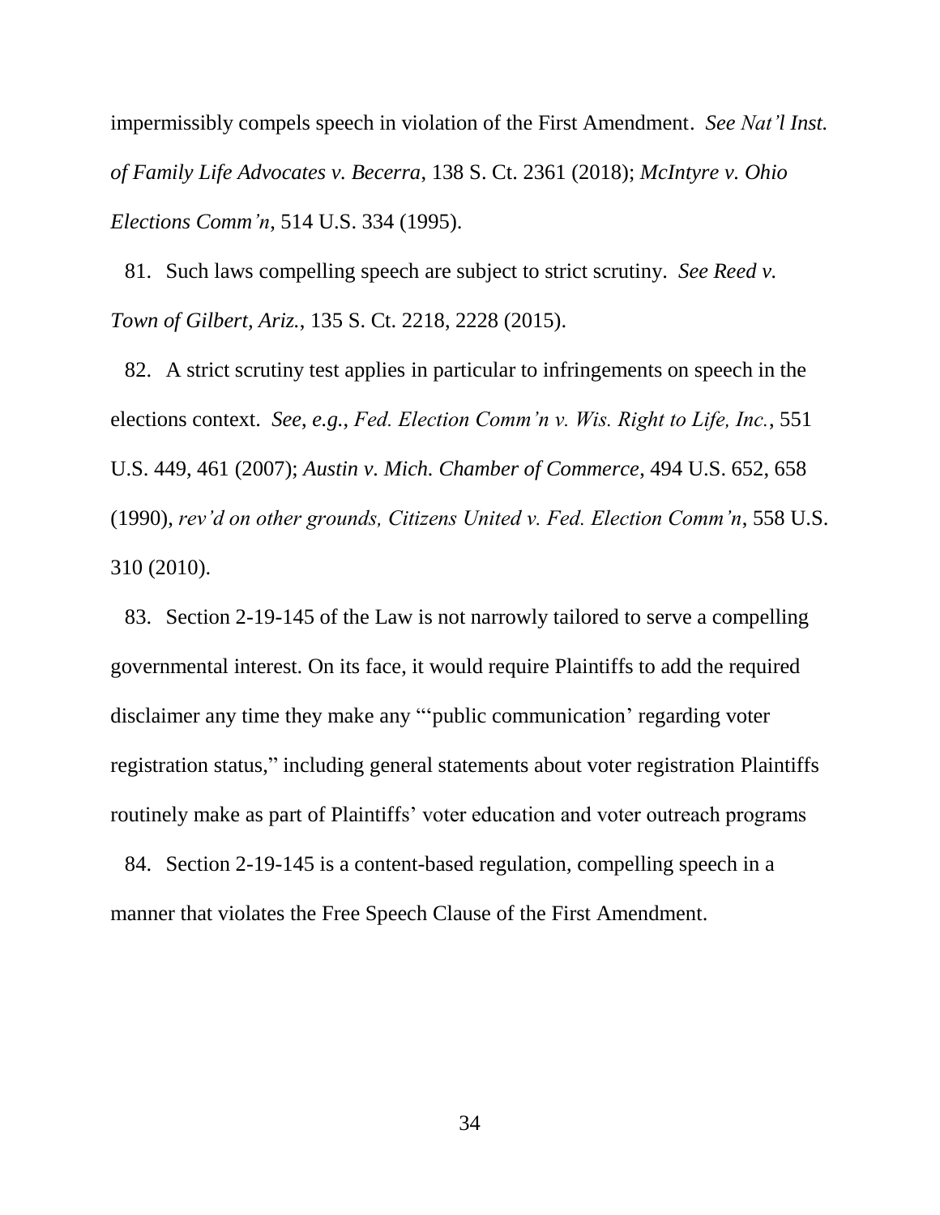impermissibly compels speech in violation of the First Amendment. *See Nat'l Inst. of Family Life Advocates v. Becerra*, 138 S. Ct. 2361 (2018); *McIntyre v. Ohio Elections Comm'n*, 514 U.S. 334 (1995).

81. Such laws compelling speech are subject to strict scrutiny. *See Reed v. Town of Gilbert, Ariz.*, 135 S. Ct. 2218, 2228 (2015).

82. A strict scrutiny test applies in particular to infringements on speech in the elections context. *See, e.g.*, *Fed. Election Comm'n v. Wis. Right to Life, Inc.*, 551 U.S. 449, 461 (2007); *Austin v. Mich. Chamber of Commerce*, 494 U.S. 652, 658 (1990), *rev'd on other grounds, Citizens United v. Fed. Election Comm'n*, 558 U.S. 310 (2010).

83. Section 2-19-145 of the Law is not narrowly tailored to serve a compelling governmental interest. On its face, it would require Plaintiffs to add the required disclaimer any time they make any "'public communication' regarding voter registration status," including general statements about voter registration Plaintiffs routinely make as part of Plaintiffs' voter education and voter outreach programs

84. Section 2-19-145 is a content-based regulation, compelling speech in a manner that violates the Free Speech Clause of the First Amendment.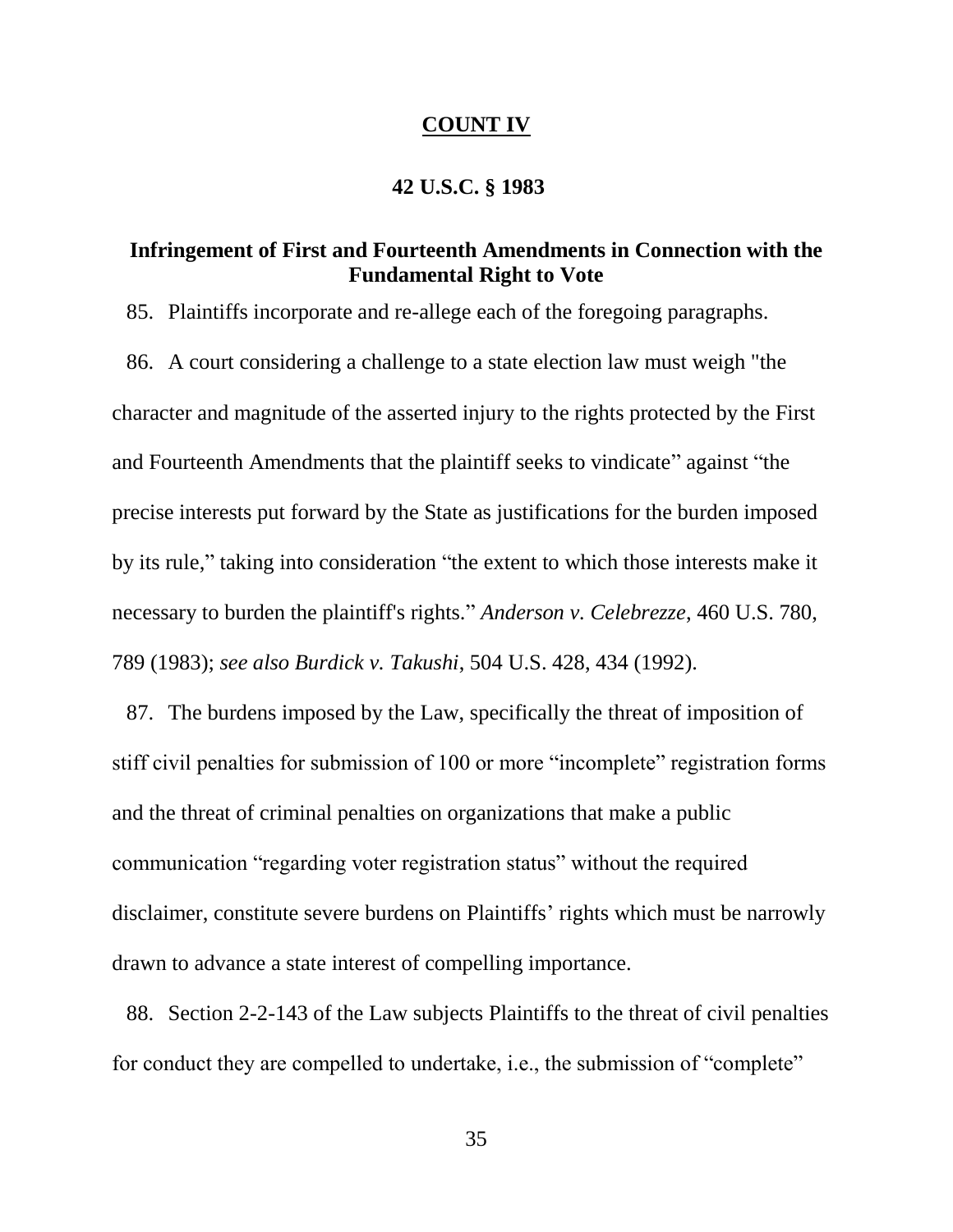## COUNT IV

### 42 U.S.C. § 1983

### Infringement of First and Fourteenth Amendments in Connection with the Fundamental Right to Vote

85. Plaintiffs incorporate and re-allege each of the foregoing paragraphs.

86. A court considering a challenge to a state election law must weigh "the character and magnitude of the asserted injury to the rights protected by the First and Fourteenth Amendments that the plaintiff seeks to vindicate" against "the precise interests put forward by the State as justifications for the burden imposed by its rule," taking into consideration "the extent to which those interests make it necessary to burden the plaintiff's rights." *Anderson v. Celebrezze*, 460 U.S. 780, 789 (1983); *see also Burdick v. Takushi*, 504 U.S. 428, 434 (1992).

87. The burdens imposed by the Law, specifically the threat of imposition of stiff civil penalties for submission of 100 or more "incomplete" registration forms and the threat of criminal penalties on organizations that make a public communication "regarding voter registration status" without the required disclaimer, constitute severe burdens on Plaintiffs' rights which must be narrowly drawn to advance a state interest of compelling importance.

88. Section 2-2-143 of the Law subjects Plaintiffs to the threat of civil penalties for conduct they are compelled to undertake, i.e., the submission of "complete"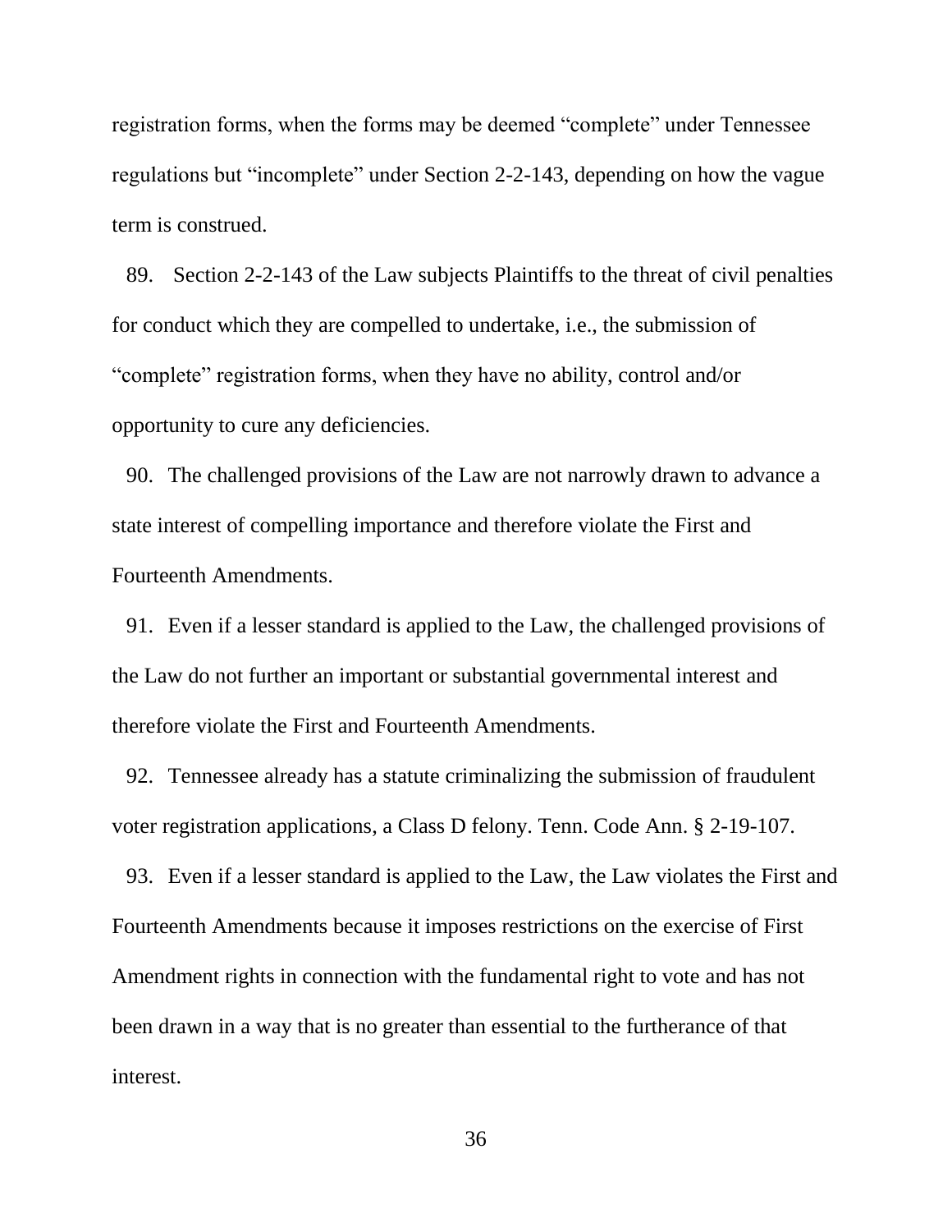registration forms, when the forms may be deemed "complete" under Tennessee regulations but "incomplete" under Section 2-2-143, depending on how the vague term is construed.

89. Section 2-2-143 of the Law subjects Plaintiffs to the threat of civil penalties for conduct which they are compelled to undertake, i.e., the submission of "complete" registration forms, when they have no ability, control and/or opportunity to cure any deficiencies.

90. The challenged provisions of the Law are not narrowly drawn to advance a state interest of compelling importance and therefore violate the First and Fourteenth Amendments.

91. Even if a lesser standard is applied to the Law, the challenged provisions of the Law do not further an important or substantial governmental interest and therefore violate the First and Fourteenth Amendments.

92. Tennessee already has a statute criminalizing the submission of fraudulent voter registration applications, a Class D felony. Tenn. Code Ann. § 2-19-107.

93. Even if a lesser standard is applied to the Law, the Law violates the First and Fourteenth Amendments because it imposes restrictions on the exercise of First Amendment rights in connection with the fundamental right to vote and has not been drawn in a way that is no greater than essential to the furtherance of that interest.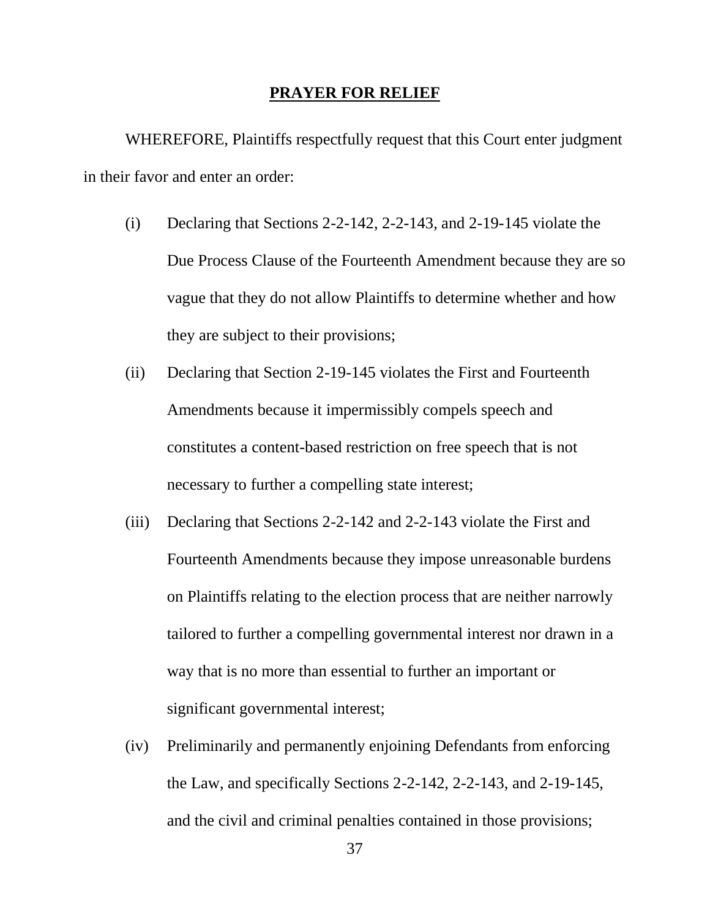## PRAYER FOR RELIEF

WHEREFORE, Plaintiffs respectfully request that this Court enter judgment in their favor and enter an order:

(i) Declaring that Sections 2-2-142, 2-2-143, and 2-19-145 violate the Due Process Clause of the Fourteenth Amendment because they are so vague that they do not allow Plaintiffs to determine whether and how they are subject to their provisions;

(ii) Declaring that Section 2-19-145 violates the First and Fourteenth Amendments because it impermissibly compels speech and constitutes a content-based restriction on free speech that is not necessary to further a compelling state interest;

(iii) Declaring that Sections 2-2-142 and 2-2-143 violate the First and Fourteenth Amendments because they impose unreasonable burdens on Plaintiffs relating to the election process that are neither narrowly tailored to further a compelling governmental interest nor drawn in a way that is no more than essential to further an important or significant governmental interest;

(iv) Preliminarily and permanently enjoining Defendants from enforcing the Law, and specifically Sections 2-2-142, 2-2-143, and 2-19-145, and the civil and criminal penalties contained in those provisions;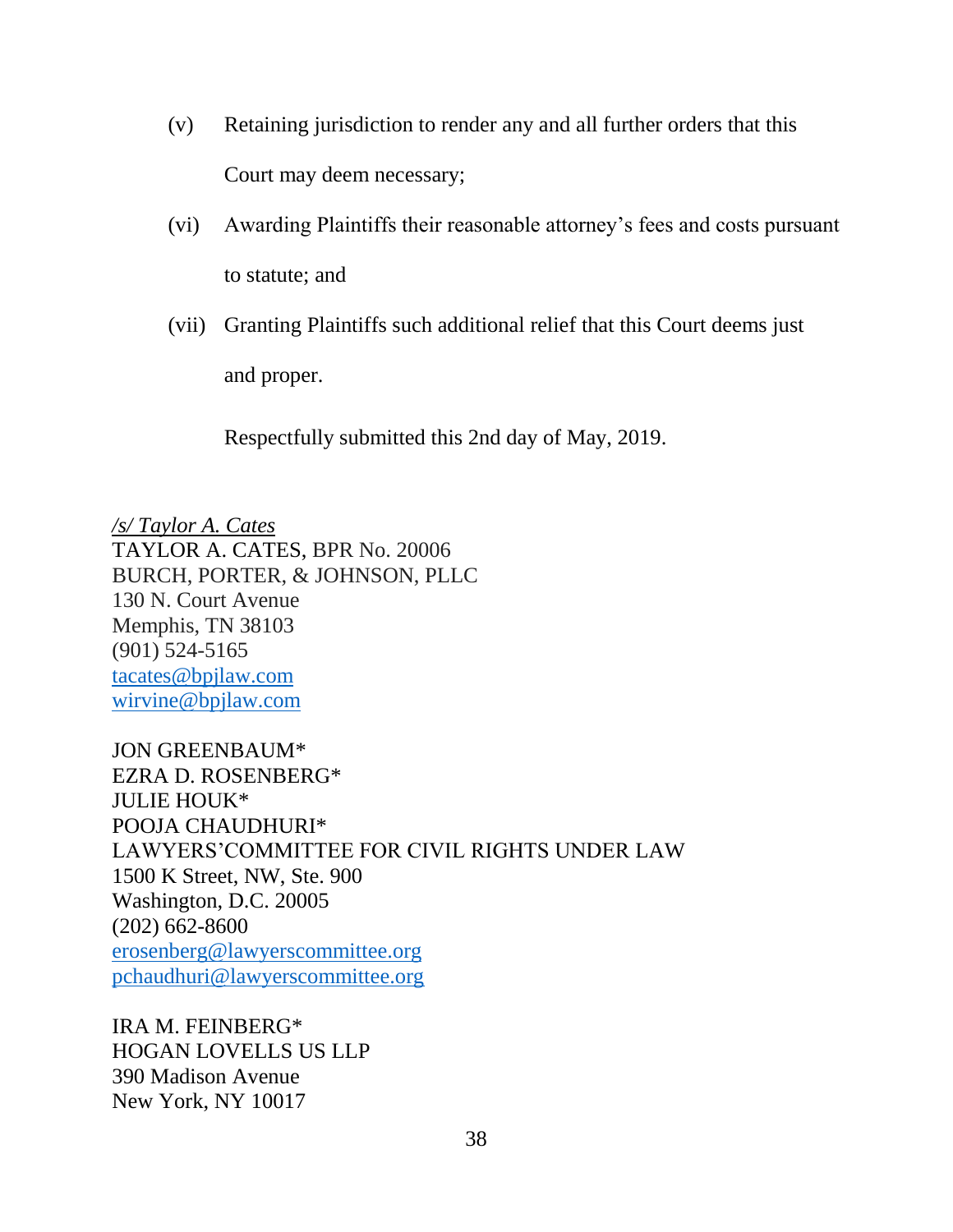(v) Retaining jurisdiction to render any and all further orders that this Court may deem necessary;

(vi) Awarding Plaintiffs their reasonable attorney's fees and costs pursuant to statute; and

(vii) Granting Plaintiffs such additional relief that this Court deems just and proper.

Respectfully submitted this 2nd day of May, 2019.

*/s/ Taylor A. Cates*
TAYLOR A. CATES, BPR No. 20006
BURCH, PORTER, & JOHNSON, PLLC
130 N. Court Avenue
Memphis, TN 38103
(901) 524-5165
tacates@bpjlaw.com
wirvine@bpjlaw.com

JON GREENBAUM*
EZRA D. ROSENBERG*
JULIE HOUK*
POOJA CHAUDHURI*
LAWYERS'COMMITTEE FOR CIVIL RIGHTS UNDER LAW
1500 K Street, NW, Ste. 900
Washington, D.C. 20005
(202) 662-8600
erosenberg@lawyerscommittee.org
pchaudhuri@lawyerscommittee.org

IRA M. FEINBERG*
HOGAN LOVELLS US LLP
390 Madison Avenue
New York, NY 10017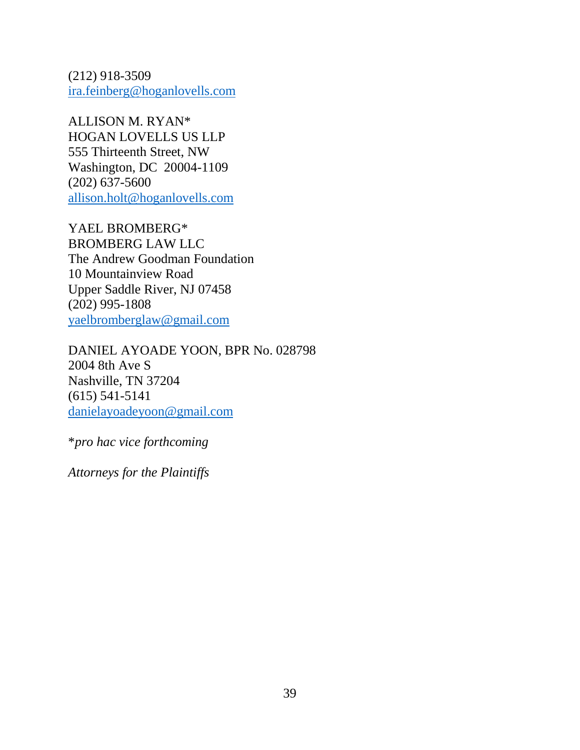(212) 918-3509
ira.feinberg@hoganlovells.com

ALLISON M. RYAN*
HOGAN LOVELLS US LLP
555 Thirteenth Street, NW
Washington, DC 20004-1109
(202) 637-5600
allison.holt@hoganlovells.com

YAEL BROMBERG*
BROMBERG LAW LLC
The Andrew Goodman Foundation
10 Mountainview Road
Upper Saddle River, NJ 07458
(202) 995-1808
yaelbromberglaw@gmail.com

DANIEL AYOADE YOON, BPR No. 028798
2004 8th Ave S
Nashville, TN 37204
(615) 541-5141
danielayoadeyoon@gmail.com

**pro hac vice forthcoming*

*Attorneys for the Plaintiffs*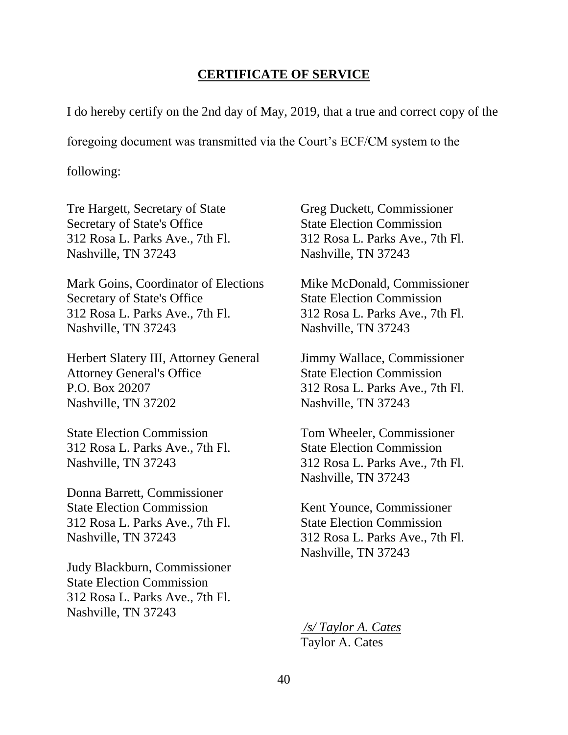## CERTIFICATE OF SERVICE

I do hereby certify on the 2nd day of May, 2019, that a true and correct copy of the foregoing document was transmitted via the Court's ECF/CM system to the following:

Tre Hargett, Secretary of State
Secretary of State's Office
312 Rosa L. Parks Ave., 7th Fl.
Nashville, TN 37243

Mark Goins, Coordinator of Elections
Secretary of State's Office
312 Rosa L. Parks Ave., 7th Fl.
Nashville, TN 37243

Herbert Slatery III, Attorney General
Attorney General's Office
P.O. Box 20207
Nashville, TN 37202

State Election Commission
312 Rosa L. Parks Ave., 7th Fl.
Nashville, TN 37243

Donna Barrett, Commissioner
State Election Commission
312 Rosa L. Parks Ave., 7th Fl.
Nashville, TN 37243

Judy Blackburn, Commissioner
State Election Commission
312 Rosa L. Parks Ave., 7th Fl.
Nashville, TN 37243

Greg Duckett, Commissioner
State Election Commission
312 Rosa L. Parks Ave., 7th Fl.
Nashville, TN 37243

Mike McDonald, Commissioner
State Election Commission
312 Rosa L. Parks Ave., 7th Fl.
Nashville, TN 37243

Jimmy Wallace, Commissioner
State Election Commission
312 Rosa L. Parks Ave., 7th Fl.
Nashville, TN 37243

Tom Wheeler, Commissioner
State Election Commission
312 Rosa L. Parks Ave., 7th Fl.
Nashville, TN 37243

Kent Younce, Commissioner
State Election Commission
312 Rosa L. Parks Ave., 7th Fl.
Nashville, TN 37243

*/s/ Taylor A. Cates*
Taylor A. Cates